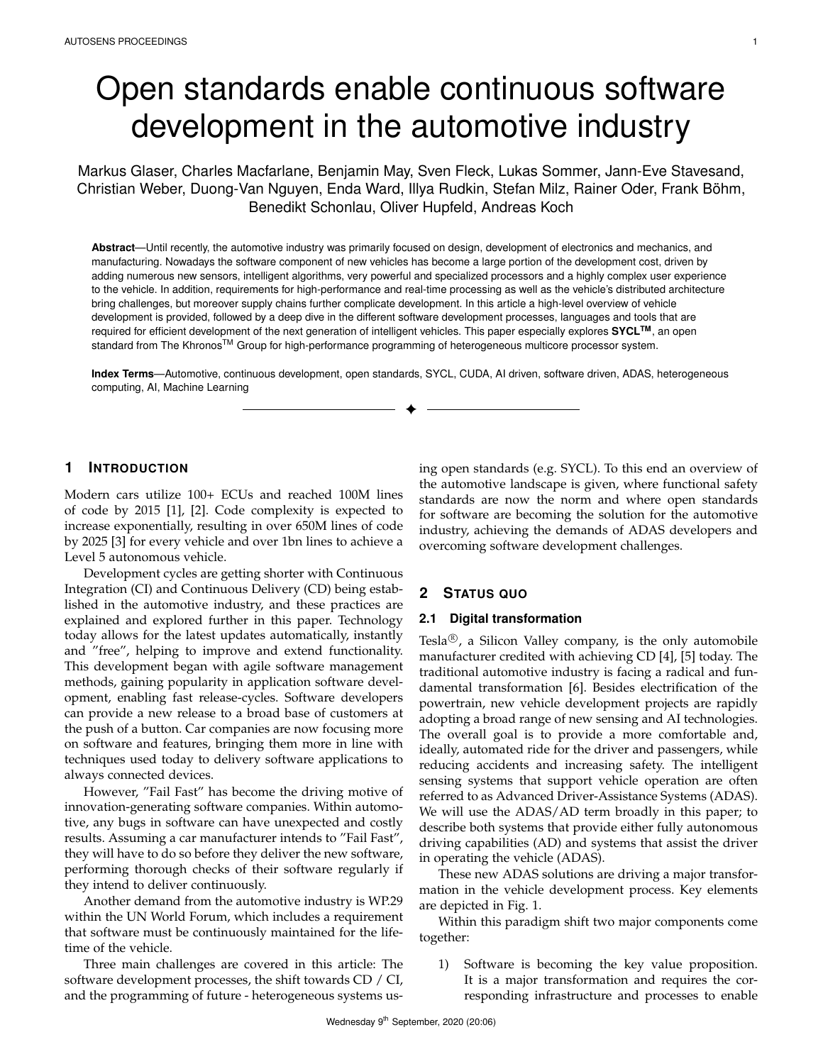# Open standards enable continuous software development in the automotive industry

Markus Glaser, Charles Macfarlane, Benjamin May, Sven Fleck, Lukas Sommer, Jann-Eve Stavesand, Christian Weber, Duong-Van Nguyen, Enda Ward, Illya Rudkin, Stefan Milz, Rainer Oder, Frank Böhm, Benedikt Schonlau, Oliver Hupfeld, Andreas Koch

**Abstract**—Until recently, the automotive industry was primarily focused on design, development of electronics and mechanics, and manufacturing. Nowadays the software component of new vehicles has become a large portion of the development cost, driven by adding numerous new sensors, intelligent algorithms, very powerful and specialized processors and a highly complex user experience to the vehicle. In addition, requirements for high-performance and real-time processing as well as the vehicle's distributed architecture bring challenges, but moreover supply chains further complicate development. In this article a high-level overview of vehicle development is provided, followed by a deep dive in the different software development processes, languages and tools that are required for efficient development of the next generation of intelligent vehicles. This paper especially explores **SYCL™**, an open standard from The Khronos™ Group for high-performance programming of heterogeneous multicore processor system.

**Index Terms**—Automotive, continuous development, open standards, SYCL, CUDA, AI driven, software driven, ADAS, heterogeneous computing, AI, Machine Learning

## 1 Introduction

Modern cars utilize 100+ ECUs and reached 100M lines of code by 2015 [1], [2]. Code complexity is expected to increase exponentially, resulting in over 650M lines of code by 2025 [3] for every vehicle and over 1bn lines to achieve a Level 5 autonomous vehicle.

Development cycles are getting shorter with Continuous Integration (CI) and Continuous Delivery (CD) being established in the automotive industry, and these practices are explained and explored further in this paper. Technology today allows for the latest updates automatically, instantly and "free", helping to improve and extend functionality. This development began with agile software management methods, gaining popularity in application software development, enabling fast release-cycles. Software developers can provide a new release to a broad base of customers at the push of a button. Car companies are now focusing more on software and features, bringing them more in line with techniques used today to delivery software applications to always connected devices.

However, "Fail Fast" has become the driving motive of innovation-generating software companies. Within automotive, any bugs in software can have unexpected and costly results. Assuming a car manufacturer intends to "Fail Fast", they will have to do so before they deliver the new software, performing thorough checks of their software regularly if they intend to deliver continuously.

Another demand from the automotive industry is WP.29 within the UN World Forum, which includes a requirement that software must be continuously maintained for the lifetime of the vehicle.

Three main challenges are covered in this article: The software development processes, the shift towards CD / CI, and the programming of future - heterogeneous systems using open standards (e.g. SYCL). To this end an overview of the automotive landscape is given, where functional safety standards are now the norm and where open standards for software are becoming the solution for the automotive industry, achieving the demands of ADAS developers and overcoming software development challenges.

## 2 Status quo

### 2.1 Digital transformation

Tesla®, a Silicon Valley company, is the only automobile manufacturer credited with achieving CD [4], [5] today. The traditional automotive industry is facing a radical and fundamental transformation [6]. Besides electrification of the powertrain, new vehicle development projects are rapidly adopting a broad range of new sensing and AI technologies. The overall goal is to provide a more comfortable and, ideally, automated ride for the driver and passengers, while reducing accidents and increasing safety. The intelligent sensing systems that support vehicle operation are often referred to as Advanced Driver-Assistance Systems (ADAS). We will use the ADAS/AD term broadly in this paper; to describe both systems that provide either fully autonomous driving capabilities (AD) and systems that assist the driver in operating the vehicle (ADAS).

These new ADAS solutions are driving a major transformation in the vehicle development process. Key elements are depicted in Fig. 1.

Within this paradigm shift two major components come together:

1) Software is becoming the key value proposition. It is a major transformation and requires the corresponding infrastructure and processes to enable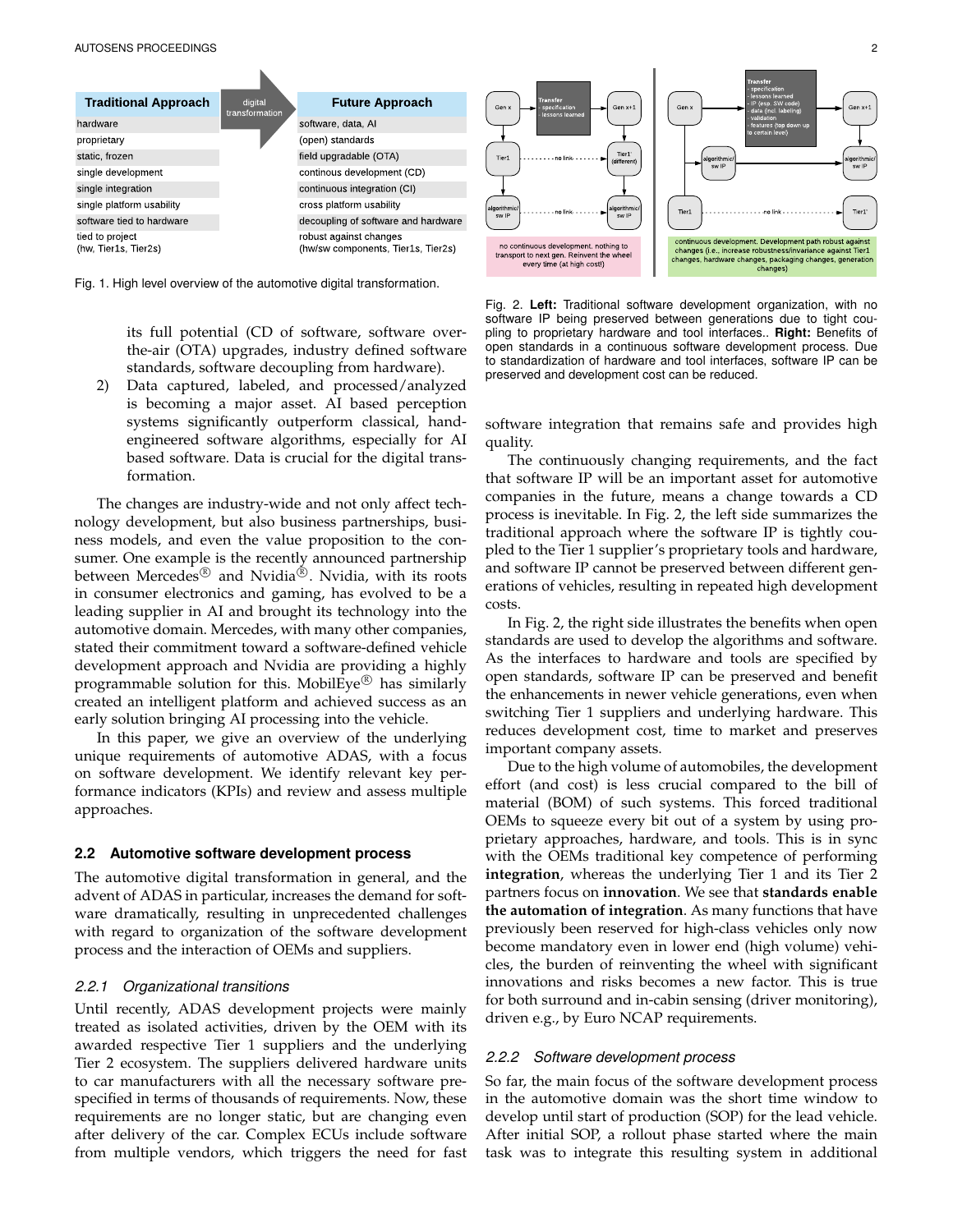| Traditional Approach | digital transformation | Future Approach |
|---|---|---|
| hardware | | software, data, AI |
| proprietary | | (open) standards |
| static, frozen | | field upgradable (OTA) |
| single development | | continous development (CD) |
| single integration | | continuous integration (CI) |
| single platform usability | | cross platform usability |
| software tied to hardware | | decoupling of software and hardware |
| tied to project (hw, Tier1s, Tier2s) | | robust against changes (hw/sw components, Tier1s, Tier2s) |

Fig. 1. High level overview of the automotive digital transformation.

Fig. 2. **Left:** Traditional software development organization, with no software IP being preserved between generations due to tight coupling to proprietary hardware and tool interfaces.. **Right:** Benefits of open standards in a continuous software development process. Due to standardization of hardware and tool interfaces, software IP can be preserved and development cost can be reduced.

its full potential (CD of software, software over-the-air (OTA) upgrades, industry defined software standards, software decoupling from hardware).

2) Data captured, labeled, and processed/analyzed is becoming a major asset. AI based perception systems significantly outperform classical, hand-engineered software algorithms, especially for AI based software. Data is crucial for the digital transformation.

The changes are industry-wide and not only affect technology development, but also business partnerships, business models, and even the value proposition to the consumer. One example is the recently announced partnership between Mercedes® and Nvidia®. Nvidia, with its roots in consumer electronics and gaming, has evolved to be a leading supplier in AI and brought its technology into the automotive domain. Mercedes, with many other companies, stated their commitment toward a software-defined vehicle development approach and Nvidia are providing a highly programmable solution for this. MobilEye® has similarly created an intelligent platform and achieved success as an early solution bringing AI processing into the vehicle.

In this paper, we give an overview of the underlying unique requirements of automotive ADAS, with a focus on software development. We identify relevant key performance indicators (KPIs) and review and assess multiple approaches.

### 2.2 Automotive software development process

The automotive digital transformation in general, and the advent of ADAS in particular, increases the demand for software dramatically, resulting in unprecedented challenges with regard to organization of the software development process and the interaction of OEMs and suppliers.

#### *2.2.1 Organizational transitions*

Until recently, ADAS development projects were mainly treated as isolated activities, driven by the OEM with its awarded respective Tier 1 suppliers and the underlying Tier 2 ecosystem. The suppliers delivered hardware units to car manufacturers with all the necessary software prespecified in terms of thousands of requirements. Now, these requirements are no longer static, but are changing even after delivery of the car. Complex ECUs include software from multiple vendors, which triggers the need for fast software integration that remains safe and provides high quality.

The continuously changing requirements, and the fact that software IP will be an important asset for automotive companies in the future, means a change towards a CD process is inevitable. In Fig. 2, the left side summarizes the traditional approach where the software IP is tightly coupled to the Tier 1 supplier's proprietary tools and hardware, and software IP cannot be preserved between different generations of vehicles, resulting in repeated high development costs.

In Fig. 2, the right side illustrates the benefits when open standards are used to develop the algorithms and software. As the interfaces to hardware and tools are specified by open standards, software IP can be preserved and benefit the enhancements in newer vehicle generations, even when switching Tier 1 suppliers and underlying hardware. This reduces development cost, time to market and preserves important company assets.

Due to the high volume of automobiles, the development effort (and cost) is less crucial compared to the bill of material (BOM) of such systems. This forced traditional OEMs to squeeze every bit out of a system by using proprietary approaches, hardware, and tools. This is in sync with the OEMs traditional key competence of performing **integration**, whereas the underlying Tier 1 and its Tier 2 partners focus on **innovation**. We see that **standards enable the automation of integration**. As many functions that have previously been reserved for high-class vehicles only now become mandatory even in lower end (high volume) vehicles, the burden of reinventing the wheel with significant innovations and risks becomes a new factor. This is true for both surround and in-cabin sensing (driver monitoring), driven e.g., by Euro NCAP requirements.

#### *2.2.2 Software development process*

So far, the main focus of the software development process in the automotive domain was the short time window to develop until start of production (SOP) for the lead vehicle. After initial SOP, a rollout phase started where the main task was to integrate this resulting system in additional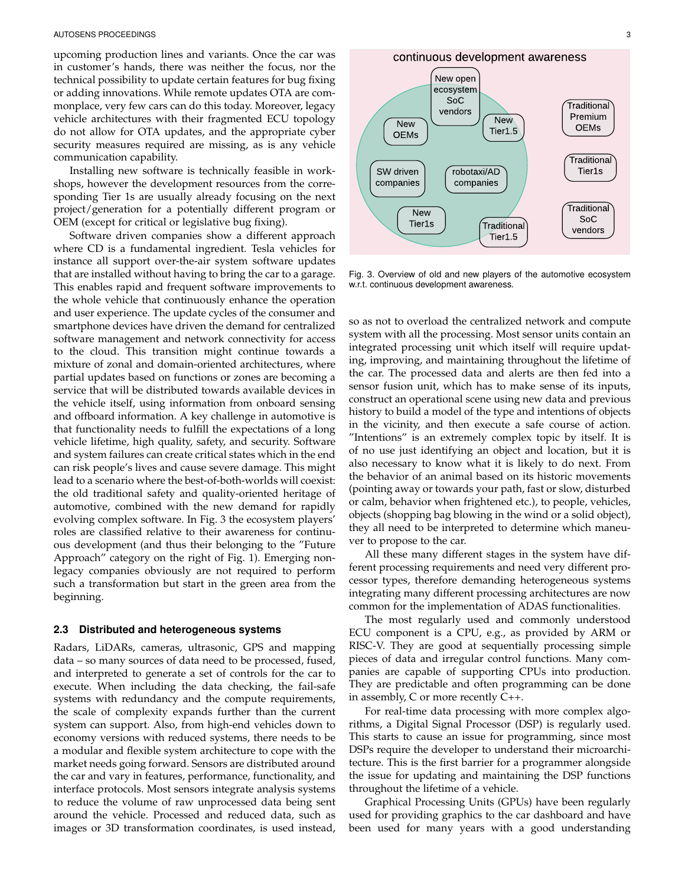upcoming production lines and variants. Once the car was in customer's hands, there was neither the focus, nor the technical possibility to update certain features for bug fixing or adding innovations. While remote updates OTA are commonplace, very few cars can do this today. Moreover, legacy vehicle architectures with their fragmented ECU topology do not allow for OTA updates, and the appropriate cyber security measures required are missing, as is any vehicle communication capability.

Installing new software is technically feasible in workshops, however the development resources from the corresponding Tier 1s are usually already focusing on the next project/generation for a potentially different program or OEM (except for critical or legislative bug fixing).

Software driven companies show a different approach where CD is a fundamental ingredient. Tesla vehicles for instance all support over-the-air system software updates that are installed without having to bring the car to a garage. This enables rapid and frequent software improvements to the whole vehicle that continuously enhance the operation and user experience. The update cycles of the consumer and smartphone devices have driven the demand for centralized software management and network connectivity for access to the cloud. This transition might continue towards a mixture of zonal and domain-oriented architectures, where partial updates based on functions or zones are becoming a service that will be distributed towards available devices in the vehicle itself, using information from onboard sensing and offboard information. A key challenge in automotive is that functionality needs to fulfill the expectations of a long vehicle lifetime, high quality, safety, and security. Software and system failures can create critical states which in the end can risk people's lives and cause severe damage. This might lead to a scenario where the best-of-both-worlds will coexist: the old traditional safety and quality-oriented heritage of automotive, combined with the new demand for rapidly evolving complex software. In Fig. 3 the ecosystem players' roles are classified relative to their awareness for continuous development (and thus their belonging to the "Future Approach" category on the right of Fig. 1). Emerging non-legacy companies obviously are not required to perform such a transformation but start in the green area from the beginning.

Fig. 3. Overview of old and new players of the automotive ecosystem w.r.t. continuous development awareness.

## 2.3 Distributed and heterogeneous systems

Radars, LiDARs, cameras, ultrasonic, GPS and mapping data – so many sources of data need to be processed, fused, and interpreted to generate a set of controls for the car to execute. When including the data checking, the fail-safe systems with redundancy and the compute requirements, the scale of complexity expands further than the current system can support. Also, from high-end vehicles down to economy versions with reduced systems, there needs to be a modular and flexible system architecture to cope with the market needs going forward. Sensors are distributed around the car and vary in features, performance, functionality, and interface protocols. Most sensors integrate analysis systems to reduce the volume of raw unprocessed data being sent around the vehicle. Processed and reduced data, such as images or 3D transformation coordinates, is used instead, so as not to overload the centralized network and compute system with all the processing. Most sensor units contain an integrated processing unit which itself will require updating, improving, and maintaining throughout the lifetime of the car. The processed data and alerts are then fed into a sensor fusion unit, which has to make sense of its inputs, construct an operational scene using new data and previous history to build a model of the type and intentions of objects in the vicinity, and then execute a safe course of action. "Intentions" is an extremely complex topic by itself. It is of no use just identifying an object and location, but it is also necessary to know what it is likely to do next. From the behavior of an animal based on its historic movements (pointing away or towards your path, fast or slow, disturbed or calm, behavior when frightened etc.), to people, vehicles, objects (shopping bag blowing in the wind or a solid object), they all need to be interpreted to determine which maneuver to propose to the car.

All these many different stages in the system have different processing requirements and need very different processor types, therefore demanding heterogeneous systems integrating many different processing architectures are now common for the implementation of ADAS functionalities.

The most regularly used and commonly understood ECU component is a CPU, e.g., as provided by ARM or RISC-V. They are good at sequentially processing simple pieces of data and irregular control functions. Many companies are capable of supporting CPUs into production. They are predictable and often programming can be done in assembly, C or more recently C++.

For real-time data processing with more complex algorithms, a Digital Signal Processor (DSP) is regularly used. This starts to cause an issue for programming, since most DSPs require the developer to understand their microarchitecture. This is the first barrier for a programmer alongside the issue for updating and maintaining the DSP functions throughout the lifetime of a vehicle.

Graphical Processing Units (GPUs) have been regularly used for providing graphics to the car dashboard and have been used for many years with a good understanding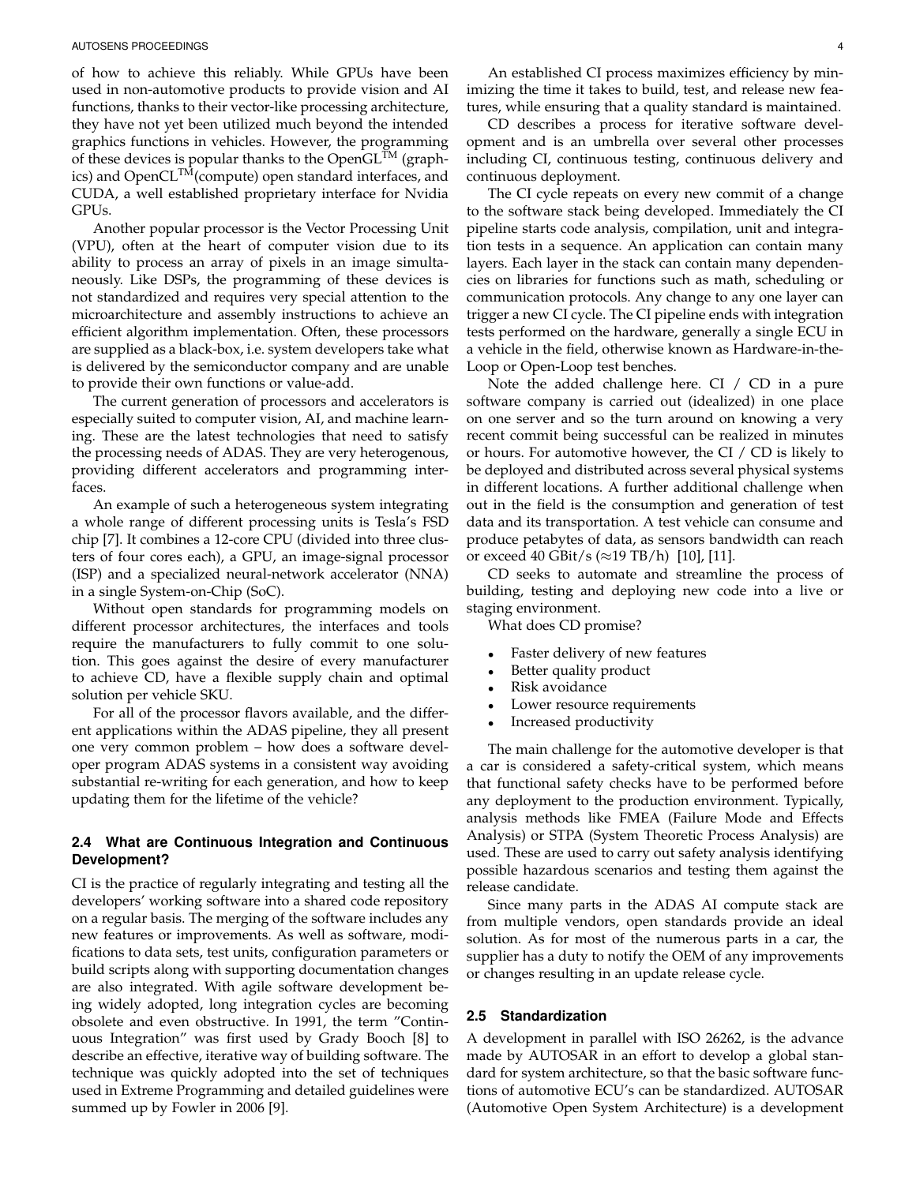of how to achieve this reliably. While GPUs have been used in non-automotive products to provide vision and AI functions, thanks to their vector-like processing architecture, they have not yet been utilized much beyond the intended graphics functions in vehicles. However, the programming of these devices is popular thanks to the OpenGL™ (graphics) and OpenCL™(compute) open standard interfaces, and CUDA, a well established proprietary interface for Nvidia GPUs.

Another popular processor is the Vector Processing Unit (VPU), often at the heart of computer vision due to its ability to process an array of pixels in an image simultaneously. Like DSPs, the programming of these devices is not standardized and requires very special attention to the microarchitecture and assembly instructions to achieve an efficient algorithm implementation. Often, these processors are supplied as a black-box, i.e. system developers take what is delivered by the semiconductor company and are unable to provide their own functions or value-add.

The current generation of processors and accelerators is especially suited to computer vision, AI, and machine learning. These are the latest technologies that need to satisfy the processing needs of ADAS. They are very heterogenous, providing different accelerators and programming interfaces.

An example of such a heterogeneous system integrating a whole range of different processing units is Tesla's FSD chip [7]. It combines a 12-core CPU (divided into three clusters of four cores each), a GPU, an image-signal processor (ISP) and a specialized neural-network accelerator (NNA) in a single System-on-Chip (SoC).

Without open standards for programming models on different processor architectures, the interfaces and tools require the manufacturers to fully commit to one solution. This goes against the desire of every manufacturer to achieve CD, have a flexible supply chain and optimal solution per vehicle SKU.

For all of the processor flavors available, and the different applications within the ADAS pipeline, they all present one very common problem – how does a software developer program ADAS systems in a consistent way avoiding substantial re-writing for each generation, and how to keep updating them for the lifetime of the vehicle?

### 2.4 What are Continuous Integration and Continuous Development?

CI is the practice of regularly integrating and testing all the developers' working software into a shared code repository on a regular basis. The merging of the software includes any new features or improvements. As well as software, modifications to data sets, test units, configuration parameters or build scripts along with supporting documentation changes are also integrated. With agile software development being widely adopted, long integration cycles are becoming obsolete and even obstructive. In 1991, the term "Continuous Integration" was first used by Grady Booch [8] to describe an effective, iterative way of building software. The technique was quickly adopted into the set of techniques used in Extreme Programming and detailed guidelines were summed up by Fowler in 2006 [9].

An established CI process maximizes efficiency by minimizing the time it takes to build, test, and release new features, while ensuring that a quality standard is maintained.

CD describes a process for iterative software development and is an umbrella over several other processes including CI, continuous testing, continuous delivery and continuous deployment.

The CI cycle repeats on every new commit of a change to the software stack being developed. Immediately the CI pipeline starts code analysis, compilation, unit and integration tests in a sequence. An application can contain many layers. Each layer in the stack can contain many dependencies on libraries for functions such as math, scheduling or communication protocols. Any change to any one layer can trigger a new CI cycle. The CI pipeline ends with integration tests performed on the hardware, generally a single ECU in a vehicle in the field, otherwise known as Hardware-in-the-Loop or Open-Loop test benches.

Note the added challenge here. CI / CD in a pure software company is carried out (idealized) in one place on one server and so the turn around on knowing a very recent commit being successful can be realized in minutes or hours. For automotive however, the CI / CD is likely to be deployed and distributed across several physical systems in different locations. A further additional challenge when out in the field is the consumption and generation of test data and its transportation. A test vehicle can consume and produce petabytes of data, as sensors bandwidth can reach or exceed 40 GBit/s ($\approx$19 TB/h) [10], [11].

CD seeks to automate and streamline the process of building, testing and deploying new code into a live or staging environment.

What does CD promise?

- Faster delivery of new features
- Better quality product
- Risk avoidance
- Lower resource requirements
- Increased productivity

The main challenge for the automotive developer is that a car is considered a safety-critical system, which means that functional safety checks have to be performed before any deployment to the production environment. Typically, analysis methods like FMEA (Failure Mode and Effects Analysis) or STPA (System Theoretic Process Analysis) are used. These are used to carry out safety analysis identifying possible hazardous scenarios and testing them against the release candidate.

Since many parts in the ADAS AI compute stack are from multiple vendors, open standards provide an ideal solution. As for most of the numerous parts in a car, the supplier has a duty to notify the OEM of any improvements or changes resulting in an update release cycle.

### 2.5 Standardization

A development in parallel with ISO 26262, is the advance made by AUTOSAR in an effort to develop a global standard for system architecture, so that the basic software functions of automotive ECU's can be standardized. AUTOSAR (Automotive Open System Architecture) is a development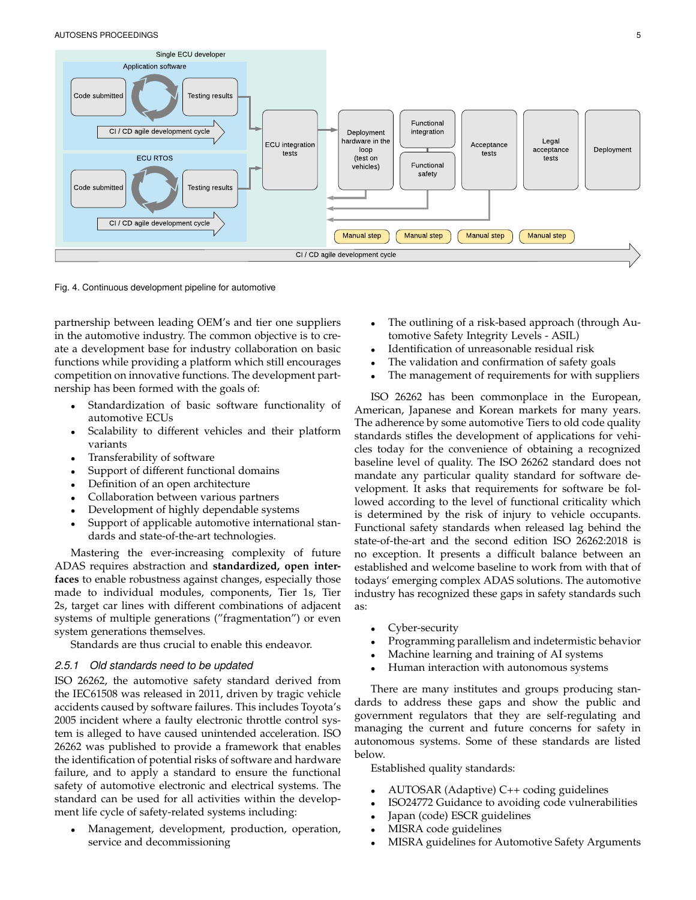Fig. 4. Continuous development pipeline for automotive

partnership between leading OEM's and tier one suppliers in the automotive industry. The common objective is to create a development base for industry collaboration on basic functions while providing a platform which still encourages competition on innovative functions. The development partnership has been formed with the goals of:

- Standardization of basic software functionality of automotive ECUs
- Scalability to different vehicles and their platform variants
- Transferability of software
- Support of different functional domains
- Definition of an open architecture
- Collaboration between various partners
- Development of highly dependable systems
- Support of applicable automotive international standards and state-of-the-art technologies.

Mastering the ever-increasing complexity of future ADAS requires abstraction and **standardized, open interfaces** to enable robustness against changes, especially those made to individual modules, components, Tier 1s, Tier 2s, target car lines with different combinations of adjacent systems of multiple generations ("fragmentation") or even system generations themselves.

Standards are thus crucial to enable this endeavor.

#### 2.5.1 *Old standards need to be updated*

ISO 26262, the automotive safety standard derived from the IEC61508 was released in 2011, driven by tragic vehicle accidents caused by software failures. This includes Toyota's 2005 incident where a faulty electronic throttle control system is alleged to have caused unintended acceleration. ISO 26262 was published to provide a framework that enables the identification of potential risks of software and hardware failure, and to apply a standard to ensure the functional safety of automotive electronic and electrical systems. The standard can be used for all activities within the development life cycle of safety-related systems including:

- Management, development, production, operation, service and decommissioning
- The outlining of a risk-based approach (through Automotive Safety Integrity Levels - ASIL)
- Identification of unreasonable residual risk
- The validation and confirmation of safety goals
- The management of requirements for with suppliers

ISO 26262 has been commonplace in the European, American, Japanese and Korean markets for many years. The adherence by some automotive Tiers to old code quality standards stifles the development of applications for vehicles today for the convenience of obtaining a recognized baseline level of quality. The ISO 26262 standard does not mandate any particular quality standard for software development. It asks that requirements for software be followed according to the level of functional criticality which is determined by the risk of injury to vehicle occupants. Functional safety standards when released lag behind the state-of-the-art and the second edition ISO 26262:2018 is no exception. It presents a difficult balance between an established and welcome baseline to work from with that of todays' emerging complex ADAS solutions. The automotive industry has recognized these gaps in safety standards such as:

- Cyber-security
- Programming parallelism and indetermistic behavior
- Machine learning and training of AI systems
- Human interaction with autonomous systems

There are many institutes and groups producing standards to address these gaps and show the public and government regulators that they are self-regulating and managing the current and future concerns for safety in autonomous systems. Some of these standards are listed below.

Established quality standards:

- AUTOSAR (Adaptive) C++ coding guidelines
- ISO24772 Guidance to avoiding code vulnerabilities
- Japan (code) ESCR guidelines
- MISRA code guidelines
- MISRA guidelines for Automotive Safety Arguments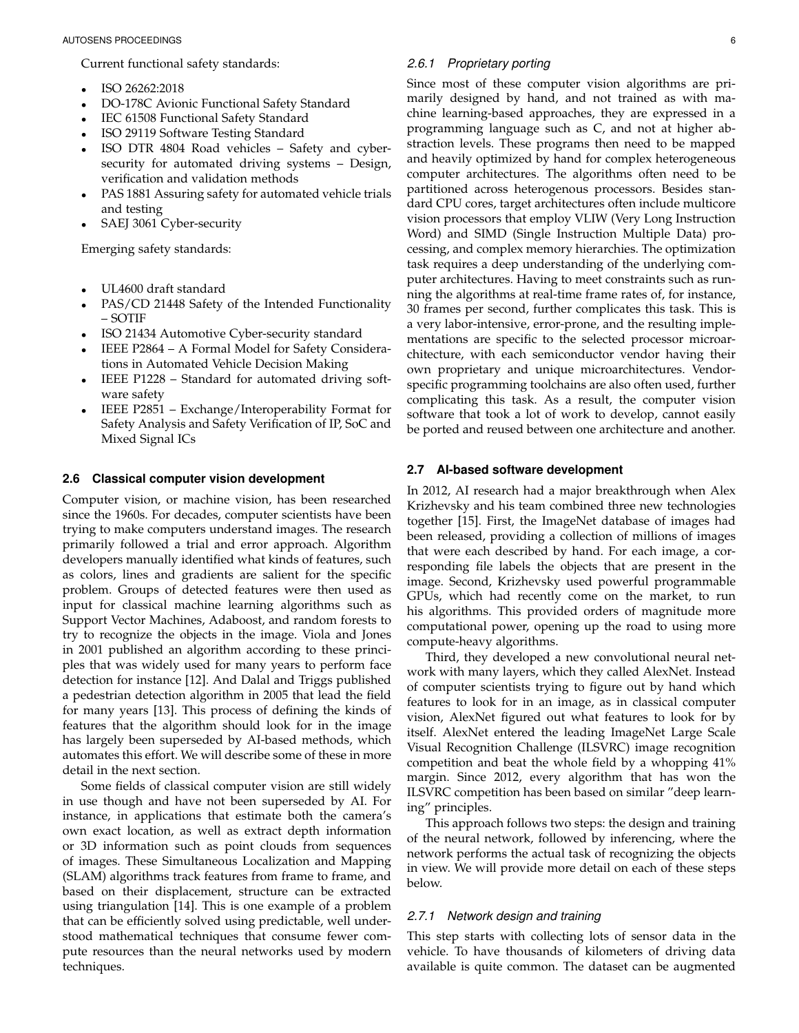Current functional safety standards:

- ISO 26262:2018
- DO-178C Avionic Functional Safety Standard
- IEC 61508 Functional Safety Standard
- ISO 29119 Software Testing Standard
- ISO DTR 4804 Road vehicles – Safety and cybersecurity for automated driving systems – Design, verification and validation methods
- PAS 1881 Assuring safety for automated vehicle trials and testing
- SAEJ 3061 Cyber-security

Emerging safety standards:

- UL4600 draft standard
- PAS/CD 21448 Safety of the Intended Functionality – SOTIF
- ISO 21434 Automotive Cyber-security standard
- IEEE P2864 – A Formal Model for Safety Considerations in Automated Vehicle Decision Making
- IEEE P1228 – Standard for automated driving software safety
- IEEE P2851 – Exchange/Interoperability Format for Safety Analysis and Safety Verification of IP, SoC and Mixed Signal ICs

### 2.6 Classical computer vision development

Computer vision, or machine vision, has been researched since the 1960s. For decades, computer scientists have been trying to make computers understand images. The research primarily followed a trial and error approach. Algorithm developers manually identified what kinds of features, such as colors, lines and gradients are salient for the specific problem. Groups of detected features were then used as input for classical machine learning algorithms such as Support Vector Machines, Adaboost, and random forests to try to recognize the objects in the image. Viola and Jones in 2001 published an algorithm according to these principles that was widely used for many years to perform face detection for instance [12]. And Dalal and Triggs published a pedestrian detection algorithm in 2005 that lead the field for many years [13]. This process of defining the kinds of features that the algorithm should look for in the image has largely been superseded by AI-based methods, which automates this effort. We will describe some of these in more detail in the next section.

Some fields of classical computer vision are still widely in use though and have not been superseded by AI. For instance, in applications that estimate both the camera's own exact location, as well as extract depth information or 3D information such as point clouds from sequences of images. These Simultaneous Localization and Mapping (SLAM) algorithms track features from frame to frame, and based on their displacement, structure can be extracted using triangulation [14]. This is one example of a problem that can be efficiently solved using predictable, well understood mathematical techniques that consume fewer compute resources than the neural networks used by modern techniques.

#### 2.6.1 Proprietary porting

Since most of these computer vision algorithms are primarily designed by hand, and not trained as with machine learning-based approaches, they are expressed in a programming language such as C, and not at higher abstraction levels. These programs then need to be mapped and heavily optimized by hand for complex heterogeneous computer architectures. The algorithms often need to be partitioned across heterogenous processors. Besides standard CPU cores, target architectures often include multicore vision processors that employ VLIW (Very Long Instruction Word) and SIMD (Single Instruction Multiple Data) processing, and complex memory hierarchies. The optimization task requires a deep understanding of the underlying computer architectures. Having to meet constraints such as running the algorithms at real-time frame rates of, for instance, 30 frames per second, further complicates this task. This is a very labor-intensive, error-prone, and the resulting implementations are specific to the selected processor microarchitecture, with each semiconductor vendor having their own proprietary and unique microarchitectures. Vendor-specific programming toolchains are also often used, further complicating this task. As a result, the computer vision software that took a lot of work to develop, cannot easily be ported and reused between one architecture and another.

### 2.7 AI-based software development

In 2012, AI research had a major breakthrough when Alex Krizhevsky and his team combined three new technologies together [15]. First, the ImageNet database of images had been released, providing a collection of millions of images that were each described by hand. For each image, a corresponding file labels the objects that are present in the image. Second, Krizhevsky used powerful programmable GPUs, which had recently come on the market, to run his algorithms. This provided orders of magnitude more computational power, opening up the road to using more compute-heavy algorithms.

Third, they developed a new convolutional neural network with many layers, which they called AlexNet. Instead of computer scientists trying to figure out by hand which features to look for in an image, as in classical computer vision, AlexNet figured out what features to look for by itself. AlexNet entered the leading ImageNet Large Scale Visual Recognition Challenge (ILSVRC) image recognition competition and beat the whole field by a whopping 41% margin. Since 2012, every algorithm that has won the ILSVRC competition has been based on similar "deep learning" principles.

This approach follows two steps: the design and training of the neural network, followed by inferencing, where the network performs the actual task of recognizing the objects in view. We will provide more detail on each of these steps below.

#### 2.7.1 Network design and training

This step starts with collecting lots of sensor data in the vehicle. To have thousands of kilometers of driving data available is quite common. The dataset can be augmented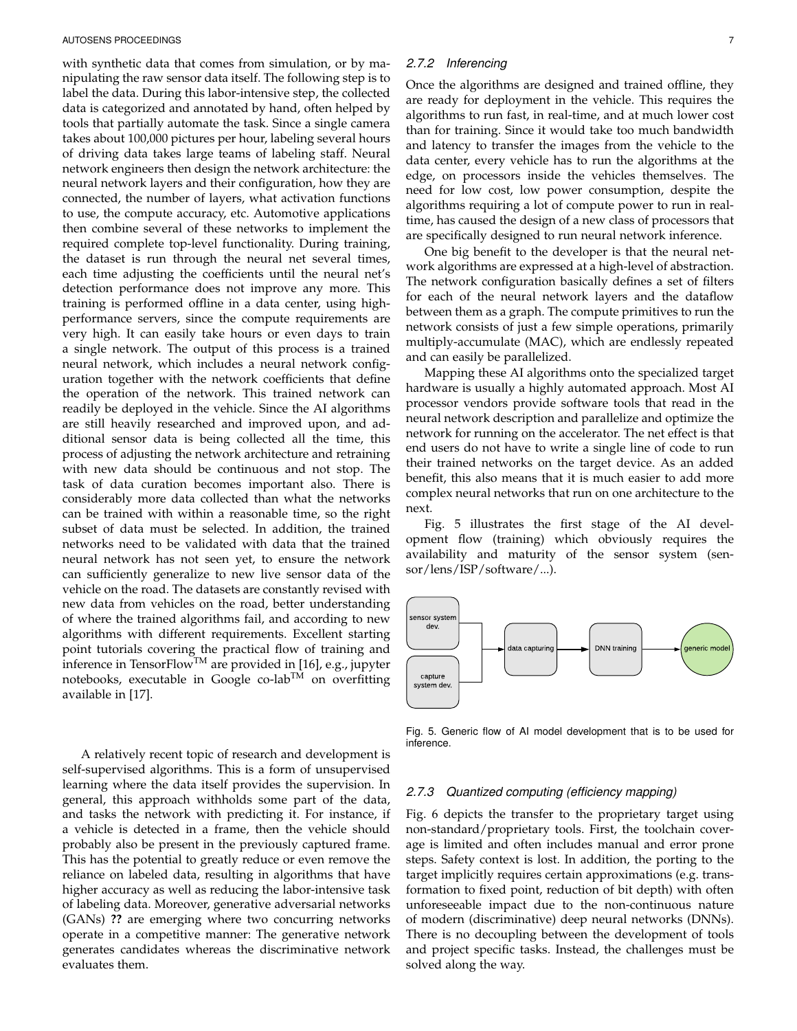with synthetic data that comes from simulation, or by manipulating the raw sensor data itself. The following step is to label the data. During this labor-intensive step, the collected data is categorized and annotated by hand, often helped by tools that partially automate the task. Since a single camera takes about 100,000 pictures per hour, labeling several hours of driving data takes large teams of labeling staff. Neural network engineers then design the network architecture: the neural network layers and their configuration, how they are connected, the number of layers, what activation functions to use, the compute accuracy, etc. Automotive applications then combine several of these networks to implement the required complete top-level functionality. During training, the dataset is run through the neural net several times, each time adjusting the coefficients until the neural net's detection performance does not improve any more. This training is performed offline in a data center, using high-performance servers, since the compute requirements are very high. It can easily take hours or even days to train a single network. The output of this process is a trained neural network, which includes a neural network configuration together with the network coefficients that define the operation of the network. This trained network can readily be deployed in the vehicle. Since the AI algorithms are still heavily researched and improved upon, and additional sensor data is being collected all the time, this process of adjusting the network architecture and retraining with new data should be continuous and not stop. The task of data curation becomes important also. There is considerably more data collected than what the networks can be trained with within a reasonable time, so the right subset of data must be selected. In addition, the trained networks need to be validated with data that the trained neural network has not seen yet, to ensure the network can sufficiently generalize to new live sensor data of the vehicle on the road. The datasets are constantly revised with new data from vehicles on the road, better understanding of where the trained algorithms fail, and according to new algorithms with different requirements. Excellent starting point tutorials covering the practical flow of training and inference in TensorFlow™ are provided in [16], e.g., jupyter notebooks, executable in Google co-lab™ on overfitting available in [17].

A relatively recent topic of research and development is self-supervised algorithms. This is a form of unsupervised learning where the data itself provides the supervision. In general, this approach withholds some part of the data, and tasks the network with predicting it. For instance, if a vehicle is detected in a frame, then the vehicle should probably also be present in the previously captured frame. This has the potential to greatly reduce or even remove the reliance on labeled data, resulting in algorithms that have higher accuracy as well as reducing the labor-intensive task of labeling data. Moreover, generative adversarial networks (GANs) **??** are emerging where two concurring networks operate in a competitive manner: The generative network generates candidates whereas the discriminative network evaluates them.

#### 2.7.2 Inferencing

Once the algorithms are designed and trained offline, they are ready for deployment in the vehicle. This requires the algorithms to run fast, in real-time, and at much lower cost than for training. Since it would take too much bandwidth and latency to transfer the images from the vehicle to the data center, every vehicle has to run the algorithms at the edge, on processors inside the vehicles themselves. The need for low cost, low power consumption, despite the algorithms requiring a lot of compute power to run in real-time, has caused the design of a new class of processors that are specifically designed to run neural network inference.

One big benefit to the developer is that the neural network algorithms are expressed at a high-level of abstraction. The network configuration basically defines a set of filters for each of the neural network layers and the dataflow between them as a graph. The compute primitives to run the network consists of just a few simple operations, primarily multiply-accumulate (MAC), which are endlessly repeated and can easily be parallelized.

Mapping these AI algorithms onto the specialized target hardware is usually a highly automated approach. Most AI processor vendors provide software tools that read in the neural network description and parallelize and optimize the network for running on the accelerator. The net effect is that end users do not have to write a single line of code to run their trained networks on the target device. As an added benefit, this also means that it is much easier to add more complex neural networks that run on one architecture to the next.

Fig. 5 illustrates the first stage of the AI development flow (training) which obviously requires the availability and maturity of the sensor system (sensor/lens/ISP/software/...).

Fig. 5. Generic flow of AI model development that is to be used for inference.

#### 2.7.3 Quantized computing (efficiency mapping)

Fig. 6 depicts the transfer to the proprietary target using non-standard/proprietary tools. First, the toolchain coverage is limited and often includes manual and error prone steps. Safety context is lost. In addition, the porting to the target implicitly requires certain approximations (e.g. transformation to fixed point, reduction of bit depth) with often unforeseeable impact due to the non-continuous nature of modern (discriminative) deep neural networks (DNNs). There is no decoupling between the development of tools and project specific tasks. Instead, the challenges must be solved along the way.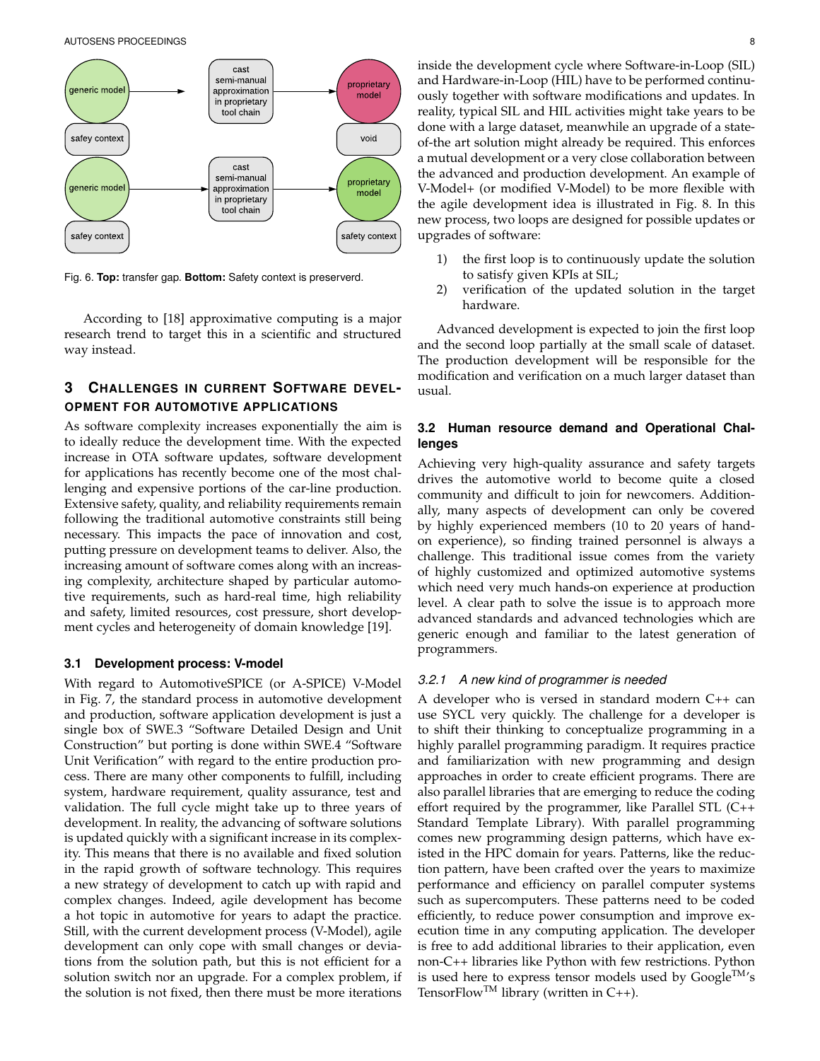Fig. 6. **Top:** transfer gap. **Bottom:** Safety context is preserverd.

According to [18] approximative computing is a major research trend to target this in a scientific and structured way instead.

## 3 Challenges in current Software development for automotive applications

As software complexity increases exponentially the aim is to ideally reduce the development time. With the expected increase in OTA software updates, software development for applications has recently become one of the most challenging and expensive portions of the car-line production. Extensive safety, quality, and reliability requirements remain following the traditional automotive constraints still being necessary. This impacts the pace of innovation and cost, putting pressure on development teams to deliver. Also, the increasing amount of software comes along with an increasing complexity, architecture shaped by particular automotive requirements, such as hard-real time, high reliability and safety, limited resources, cost pressure, short development cycles and heterogeneity of domain knowledge [19].

### 3.1 Development process: V-model

With regard to AutomotiveSPICE (or A-SPICE) V-Model in Fig. 7, the standard process in automotive development and production, software application development is just a single box of SWE.3 "Software Detailed Design and Unit Construction" but porting is done within SWE.4 "Software Unit Verification" with regard to the entire production process. There are many other components to fulfill, including system, hardware requirement, quality assurance, test and validation. The full cycle might take up to three years of development. In reality, the advancing of software solutions is updated quickly with a significant increase in its complexity. This means that there is no available and fixed solution in the rapid growth of software technology. This requires a new strategy of development to catch up with rapid and complex changes. Indeed, agile development has become a hot topic in automotive for years to adapt the practice. Still, with the current development process (V-Model), agile development can only cope with small changes or deviations from the solution path, but this is not efficient for a solution switch nor an upgrade. For a complex problem, if the solution is not fixed, then there must be more iterations inside the development cycle where Software-in-Loop (SIL) and Hardware-in-Loop (HIL) have to be performed continuously together with software modifications and updates. In reality, typical SIL and HIL activities might take years to be done with a large dataset, meanwhile an upgrade of a state-of-the art solution might already be required. This enforces a mutual development or a very close collaboration between the advanced and production development. An example of V-Model+ (or modified V-Model) to be more flexible with the agile development idea is illustrated in Fig. 8. In this new process, two loops are designed for possible updates or upgrades of software:

1) the first loop is to continuously update the solution to satisfy given KPIs at SIL;
2) verification of the updated solution in the target hardware.

Advanced development is expected to join the first loop and the second loop partially at the small scale of dataset. The production development will be responsible for the modification and verification on a much larger dataset than usual.

### 3.2 Human resource demand and Operational Challenges

Achieving very high-quality assurance and safety targets drives the automotive world to become quite a closed community and difficult to join for newcomers. Additionally, many aspects of development can only be covered by highly experienced members (10 to 20 years of hand-on experience), so finding trained personnel is always a challenge. This traditional issue comes from the variety of highly customized and optimized automotive systems which need very much hands-on experience at production level. A clear path to solve the issue is to approach more advanced standards and advanced technologies which are generic enough and familiar to the latest generation of programmers.

#### *3.2.1 A new kind of programmer is needed*

A developer who is versed in standard modern C++ can use SYCL very quickly. The challenge for a developer is to shift their thinking to conceptualize programming in a highly parallel programming paradigm. It requires practice and familiarization with new programming and design approaches in order to create efficient programs. There are also parallel libraries that are emerging to reduce the coding effort required by the programmer, like Parallel STL (C++ Standard Template Library). With parallel programming comes new programming design patterns, which have existed in the HPC domain for years. Patterns, like the reduction pattern, have been crafted over the years to maximize performance and efficiency on parallel computer systems such as supercomputers. These patterns need to be coded efficiently, to reduce power consumption and improve execution time in any computing application. The developer is free to add additional libraries to their application, even non-C++ libraries like Python with few restrictions. Python is used here to express tensor models used by Google™'s TensorFlow™ library (written in C++).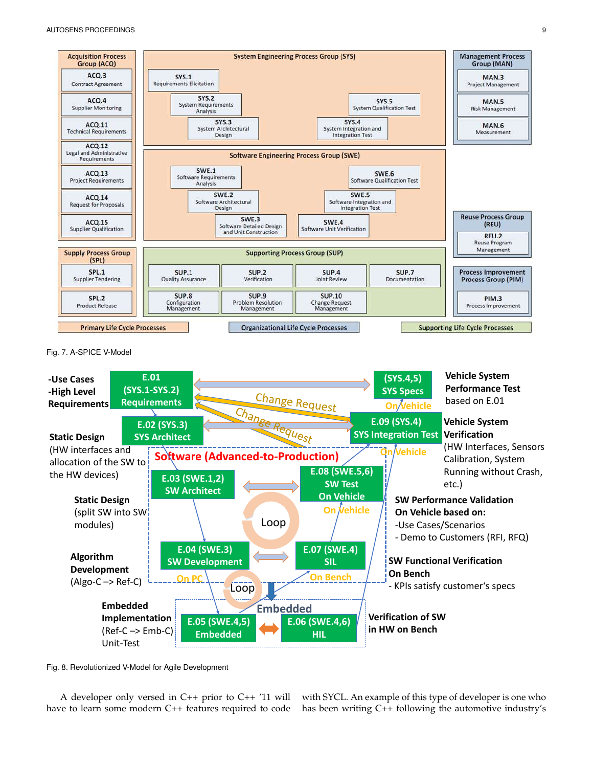Fig. 7. A-SPICE V-Model

Fig. 8. Revolutionized V-Model for Agile Development

A developer only versed in C++ prior to C++ '11 will have to learn some modern C++ features required to code with SYCL. An example of this type of developer is one who has been writing C++ following the automotive industry's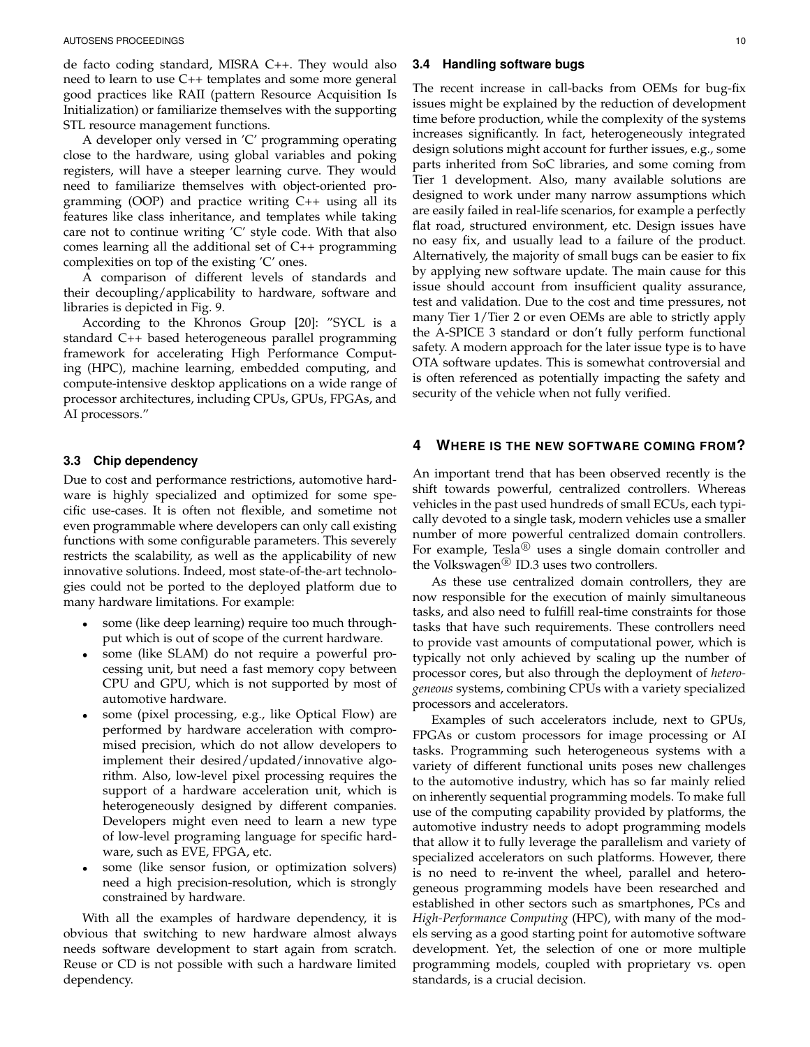de facto coding standard, MISRA C++. They would also need to learn to use C++ templates and some more general good practices like RAII (pattern Resource Acquisition Is Initialization) or familiarize themselves with the supporting STL resource management functions.

A developer only versed in 'C' programming operating close to the hardware, using global variables and poking registers, will have a steeper learning curve. They would need to familiarize themselves with object-oriented programming (OOP) and practice writing C++ using all its features like class inheritance, and templates while taking care not to continue writing 'C' style code. With that also comes learning all the additional set of C++ programming complexities on top of the existing 'C' ones.

A comparison of different levels of standards and their decoupling/applicability to hardware, software and libraries is depicted in Fig. 9.

According to the Khronos Group [20]: "SYCL is a standard C++ based heterogeneous parallel programming framework for accelerating High Performance Computing (HPC), machine learning, embedded computing, and compute-intensive desktop applications on a wide range of processor architectures, including CPUs, GPUs, FPGAs, and AI processors."

### 3.3 Chip dependency

Due to cost and performance restrictions, automotive hardware is highly specialized and optimized for some specific use-cases. It is often not flexible, and sometime not even programmable where developers can only call existing functions with some configurable parameters. This severely restricts the scalability, as well as the applicability of new innovative solutions. Indeed, most state-of-the-art technologies could not be ported to the deployed platform due to many hardware limitations. For example:

- some (like deep learning) require too much throughput which is out of scope of the current hardware.
- some (like SLAM) do not require a powerful processing unit, but need a fast memory copy between CPU and GPU, which is not supported by most of automotive hardware.
- some (pixel processing, e.g., like Optical Flow) are performed by hardware acceleration with compromised precision, which do not allow developers to implement their desired/updated/innovative algorithm. Also, low-level pixel processing requires the support of a hardware acceleration unit, which is heterogeneously designed by different companies. Developers might even need to learn a new type of low-level programing language for specific hardware, such as EVE, FPGA, etc.
- some (like sensor fusion, or optimization solvers) need a high precision-resolution, which is strongly constrained by hardware.

With all the examples of hardware dependency, it is obvious that switching to new hardware almost always needs software development to start again from scratch. Reuse or CD is not possible with such a hardware limited dependency.

### 3.4 Handling software bugs

The recent increase in call-backs from OEMs for bug-fix issues might be explained by the reduction of development time before production, while the complexity of the systems increases significantly. In fact, heterogeneously integrated design solutions might account for further issues, e.g., some parts inherited from SoC libraries, and some coming from Tier 1 development. Also, many available solutions are designed to work under many narrow assumptions which are easily failed in real-life scenarios, for example a perfectly flat road, structured environment, etc. Design issues have no easy fix, and usually lead to a failure of the product. Alternatively, the majority of small bugs can be easier to fix by applying new software update. The main cause for this issue should account from insufficient quality assurance, test and validation. Due to the cost and time pressures, not many Tier 1/Tier 2 or even OEMs are able to strictly apply the A-SPICE 3 standard or don't fully perform functional safety. A modern approach for the later issue type is to have OTA software updates. This is somewhat controversial and is often referenced as potentially impacting the safety and security of the vehicle when not fully verified.

## 4 Where is the new software coming from?

An important trend that has been observed recently is the shift towards powerful, centralized controllers. Whereas vehicles in the past used hundreds of small ECUs, each typically devoted to a single task, modern vehicles use a smaller number of more powerful centralized domain controllers. For example, Tesla® uses a single domain controller and the Volkswagen® ID.3 uses two controllers.

As these use centralized domain controllers, they are now responsible for the execution of mainly simultaneous tasks, and also need to fulfill real-time constraints for those tasks that have such requirements. These controllers need to provide vast amounts of computational power, which is typically not only achieved by scaling up the number of processor cores, but also through the deployment of *heterogeneous* systems, combining CPUs with a variety specialized processors and accelerators.

Examples of such accelerators include, next to GPUs, FPGAs or custom processors for image processing or AI tasks. Programming such heterogeneous systems with a variety of different functional units poses new challenges to the automotive industry, which has so far mainly relied on inherently sequential programming models. To make full use of the computing capability provided by platforms, the automotive industry needs to adopt programming models that allow it to fully leverage the parallelism and variety of specialized accelerators on such platforms. However, there is no need to re-invent the wheel, parallel and heterogeneous programming models have been researched and established in other sectors such as smartphones, PCs and *High-Performance Computing* (HPC), with many of the models serving as a good starting point for automotive software development. Yet, the selection of one or more multiple programming models, coupled with proprietary vs. open standards, is a crucial decision.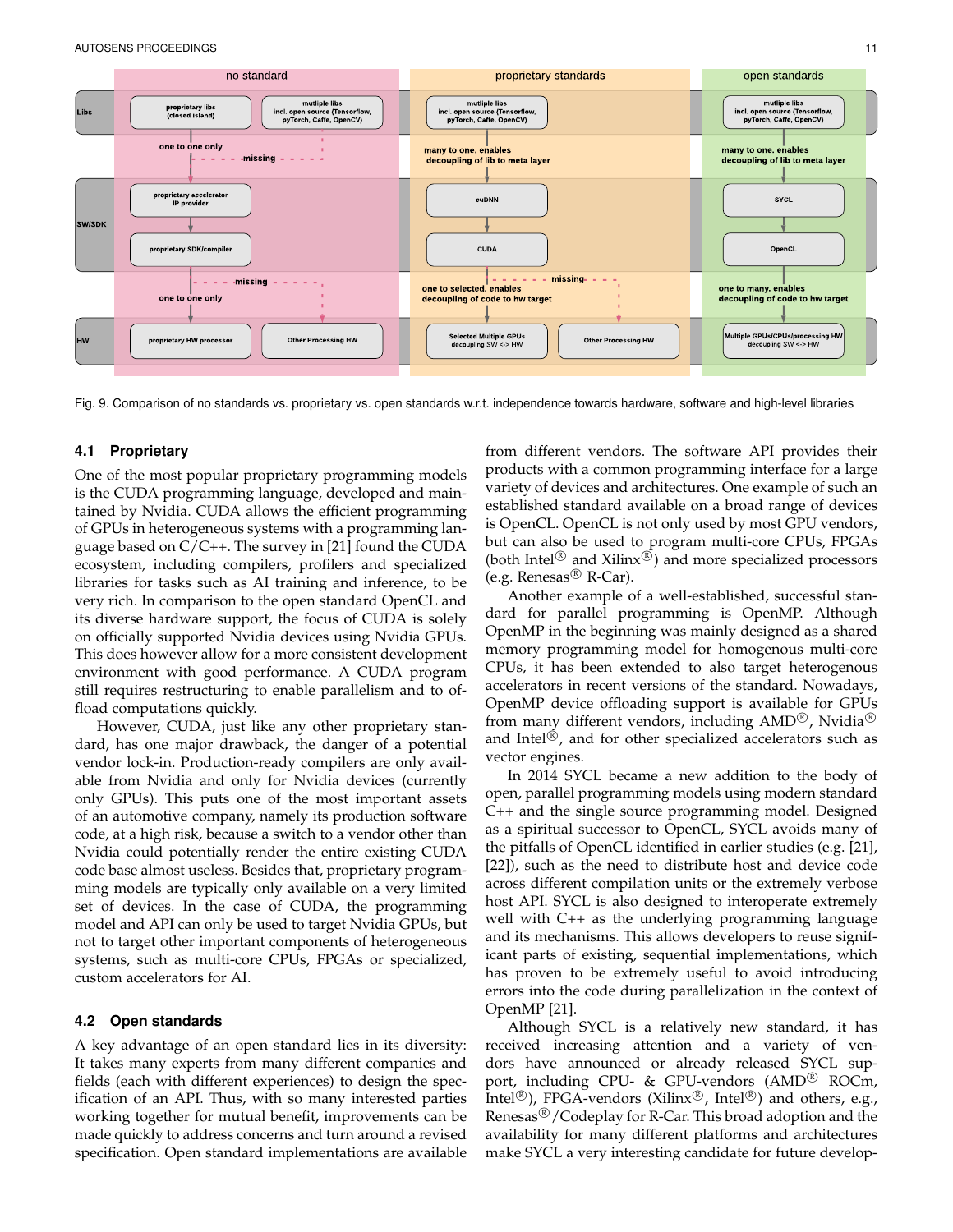Fig. 9. Comparison of no standards vs. proprietary vs. open standards w.r.t. independence towards hardware, software and high-level libraries

### 4.1 Proprietary

One of the most popular proprietary programming models is the CUDA programming language, developed and maintained by Nvidia. CUDA allows the efficient programming of GPUs in heterogeneous systems with a programming language based on C/C++. The survey in [21] found the CUDA ecosystem, including compilers, profilers and specialized libraries for tasks such as AI training and inference, to be very rich. In comparison to the open standard OpenCL and its diverse hardware support, the focus of CUDA is solely on officially supported Nvidia devices using Nvidia GPUs. This does however allow for a more consistent development environment with good performance. A CUDA program still requires restructuring to enable parallelism and to offload computations quickly.

However, CUDA, just like any other proprietary standard, has one major drawback, the danger of a potential vendor lock-in. Production-ready compilers are only available from Nvidia and only for Nvidia devices (currently only GPUs). This puts one of the most important assets of an automotive company, namely its production software code, at a high risk, because a switch to a vendor other than Nvidia could potentially render the entire existing CUDA code base almost useless. Besides that, proprietary programming models are typically only available on a very limited set of devices. In the case of CUDA, the programming model and API can only be used to target Nvidia GPUs, but not to target other important components of heterogeneous systems, such as multi-core CPUs, FPGAs or specialized, custom accelerators for AI.

### 4.2 Open standards

A key advantage of an open standard lies in its diversity: It takes many experts from many different companies and fields (each with different experiences) to design the specification of an API. Thus, with so many interested parties working together for mutual benefit, improvements can be made quickly to address concerns and turn around a revised specification. Open standard implementations are available from different vendors. The software API provides their products with a common programming interface for a large variety of devices and architectures. One example of such an established standard available on a broad range of devices is OpenCL. OpenCL is not only used by most GPU vendors, but can also be used to program multi-core CPUs, FPGAs (both Intel® and Xilinx®) and more specialized processors (e.g. Renesas® R-Car).

Another example of a well-established, successful standard for parallel programming is OpenMP. Although OpenMP in the beginning was mainly designed as a shared memory programming model for homogenous multi-core CPUs, it has been extended to also target heterogenous accelerators in recent versions of the standard. Nowadays, OpenMP device offloading support is available for GPUs from many different vendors, including AMD®, Nvidia® and Intel®, and for other specialized accelerators such as vector engines.

In 2014 SYCL became a new addition to the body of open, parallel programming models using modern standard C++ and the single source programming model. Designed as a spiritual successor to OpenCL, SYCL avoids many of the pitfalls of OpenCL identified in earlier studies (e.g. [21], [22]), such as the need to distribute host and device code across different compilation units or the extremely verbose host API. SYCL is also designed to interoperate extremely well with C++ as the underlying programming language and its mechanisms. This allows developers to reuse significant parts of existing, sequential implementations, which has proven to be extremely useful to avoid introducing errors into the code during parallelization in the context of OpenMP [21].

Although SYCL is a relatively new standard, it has received increasing attention and a variety of vendors have announced or already released SYCL support, including CPU- & GPU-vendors (AMD® ROCm, Intel®), FPGA-vendors (Xilinx®, Intel®) and others, e.g., Renesas®/Codeplay for R-Car. This broad adoption and the availability for many different platforms and architectures make SYCL a very interesting candidate for future develop-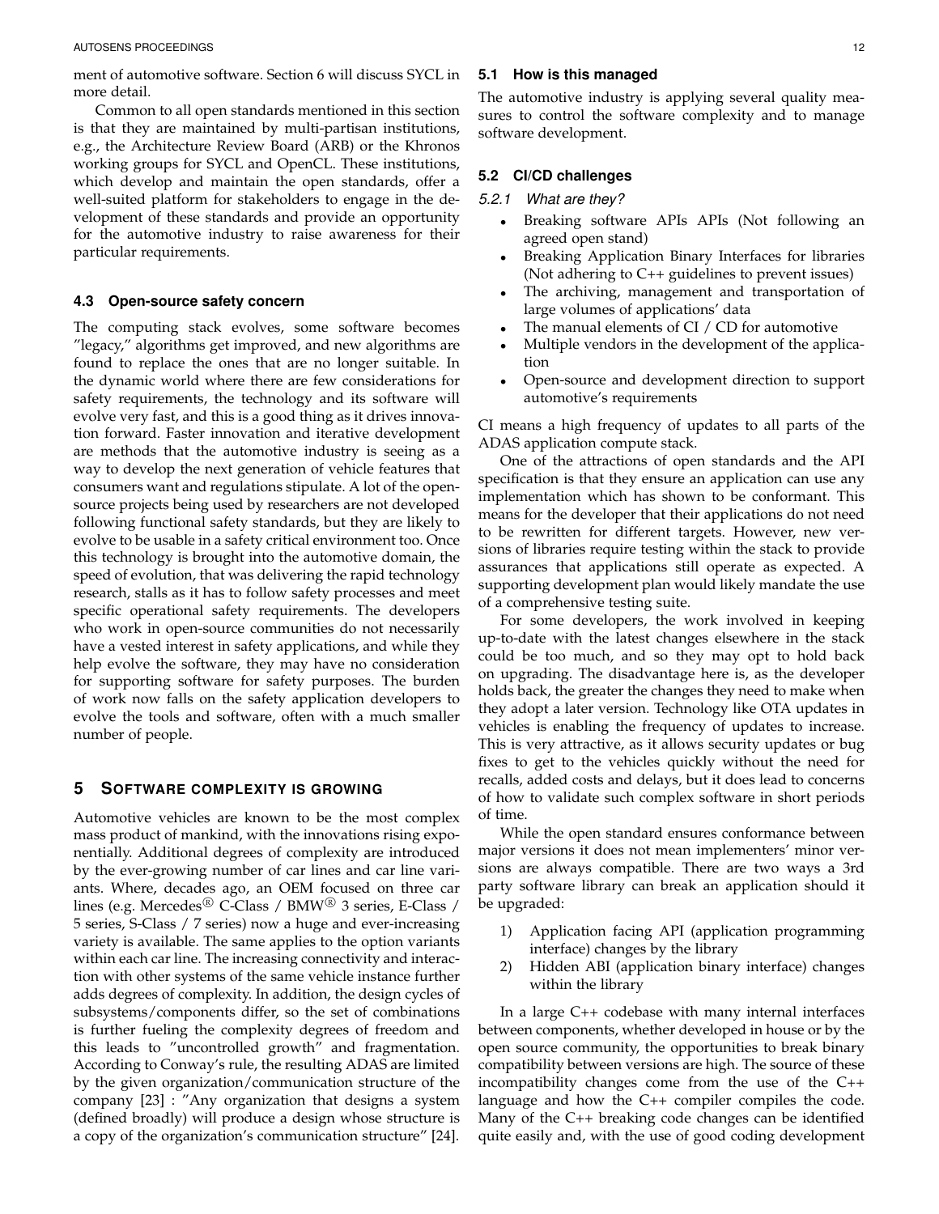ment of automotive software. Section 6 will discuss SYCL in more detail.

Common to all open standards mentioned in this section is that they are maintained by multi-partisan institutions, e.g., the Architecture Review Board (ARB) or the Khronos working groups for SYCL and OpenCL. These institutions, which develop and maintain the open standards, offer a well-suited platform for stakeholders to engage in the development of these standards and provide an opportunity for the automotive industry to raise awareness for their particular requirements.

### 4.3 Open-source safety concern

The computing stack evolves, some software becomes "legacy," algorithms get improved, and new algorithms are found to replace the ones that are no longer suitable. In the dynamic world where there are few considerations for safety requirements, the technology and its software will evolve very fast, and this is a good thing as it drives innovation forward. Faster innovation and iterative development are methods that the automotive industry is seeing as a way to develop the next generation of vehicle features that consumers want and regulations stipulate. A lot of the open-source projects being used by researchers are not developed following functional safety standards, but they are likely to evolve to be usable in a safety critical environment too. Once this technology is brought into the automotive domain, the speed of evolution, that was delivering the rapid technology research, stalls as it has to follow safety processes and meet specific operational safety requirements. The developers who work in open-source communities do not necessarily have a vested interest in safety applications, and while they help evolve the software, they may have no consideration for supporting software for safety purposes. The burden of work now falls on the safety application developers to evolve the tools and software, often with a much smaller number of people.

## 5 Software complexity is growing

Automotive vehicles are known to be the most complex mass product of mankind, with the innovations rising exponentially. Additional degrees of complexity are introduced by the ever-growing number of car lines and car line variants. Where, decades ago, an OEM focused on three car lines (e.g. Mercedes® C-Class / BMW® 3 series, E-Class / 5 series, S-Class / 7 series) now a huge and ever-increasing variety is available. The same applies to the option variants within each car line. The increasing connectivity and interaction with other systems of the same vehicle instance further adds degrees of complexity. In addition, the design cycles of subsystems/components differ, so the set of combinations is further fueling the complexity degrees of freedom and this leads to "uncontrolled growth" and fragmentation. According to Conway's rule, the resulting ADAS are limited by the given organization/communication structure of the company [23] : "Any organization that designs a system (defined broadly) will produce a design whose structure is a copy of the organization's communication structure" [24].

### 5.1 How is this managed

The automotive industry is applying several quality measures to control the software complexity and to manage software development.

### 5.2 CI/CD challenges

#### 5.2.1 What are they?

- Breaking software APIs APIs (Not following an agreed open stand)
- Breaking Application Binary Interfaces for libraries (Not adhering to C++ guidelines to prevent issues)
- The archiving, management and transportation of large volumes of applications' data
- The manual elements of CI / CD for automotive
- Multiple vendors in the development of the application
- Open-source and development direction to support automotive's requirements

CI means a high frequency of updates to all parts of the ADAS application compute stack.

One of the attractions of open standards and the API specification is that they ensure an application can use any implementation which has shown to be conformant. This means for the developer that their applications do not need to be rewritten for different targets. However, new versions of libraries require testing within the stack to provide assurances that applications still operate as expected. A supporting development plan would likely mandate the use of a comprehensive testing suite.

For some developers, the work involved in keeping up-to-date with the latest changes elsewhere in the stack could be too much, and so they may opt to hold back on upgrading. The disadvantage here is, as the developer holds back, the greater the changes they need to make when they adopt a later version. Technology like OTA updates in vehicles is enabling the frequency of updates to increase. This is very attractive, as it allows security updates or bug fixes to get to the vehicles quickly without the need for recalls, added costs and delays, but it does lead to concerns of how to validate such complex software in short periods of time.

While the open standard ensures conformance between major versions it does not mean implementers' minor versions are always compatible. There are two ways a 3rd party software library can break an application should it be upgraded:

1) Application facing API (application programming interface) changes by the library
2) Hidden ABI (application binary interface) changes within the library

In a large C++ codebase with many internal interfaces between components, whether developed in house or by the open source community, the opportunities to break binary compatibility between versions are high. The source of these incompatibility changes come from the use of the C++ language and how the C++ compiler compiles the code. Many of the C++ breaking code changes can be identified quite easily and, with the use of good coding development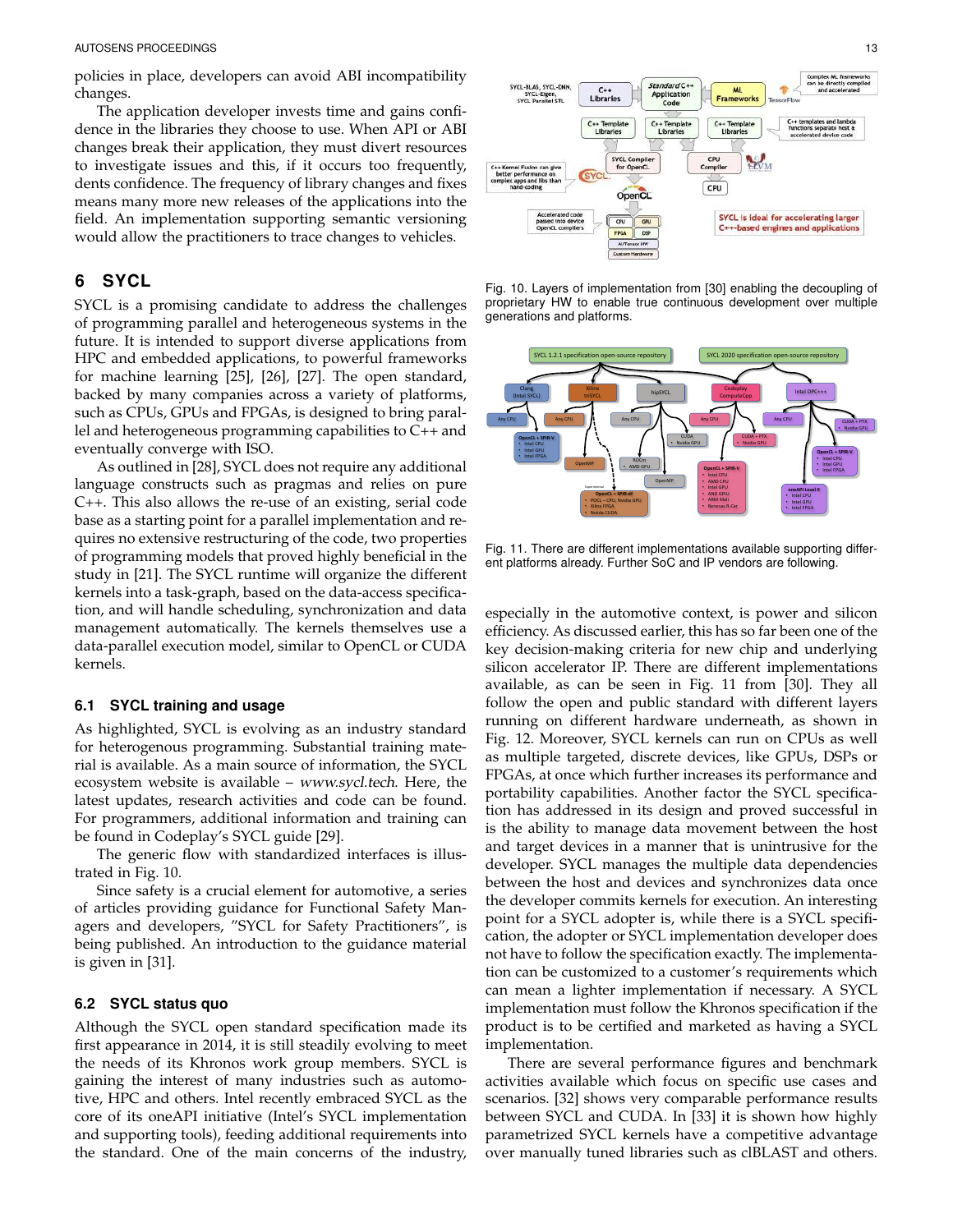policies in place, developers can avoid ABI incompatibility changes.

The application developer invests time and gains confidence in the libraries they choose to use. When API or ABI changes break their application, they must divert resources to investigate issues and this, if it occurs too frequently, dents confidence. The frequency of library changes and fixes means many more new releases of the applications into the field. An implementation supporting semantic versioning would allow the practitioners to trace changes to vehicles.

## 6 SYCL

SYCL is a promising candidate to address the challenges of programming parallel and heterogeneous systems in the future. It is intended to support diverse applications from HPC and embedded applications, to powerful frameworks for machine learning [25], [26], [27]. The open standard, backed by many companies across a variety of platforms, such as CPUs, GPUs and FPGAs, is designed to bring parallel and heterogeneous programming capabilities to C++ and eventually converge with ISO.

As outlined in [28], SYCL does not require any additional language constructs such as pragmas and relies on pure C++. This also allows the re-use of an existing, serial code base as a starting point for a parallel implementation and requires no extensive restructuring of the code, two properties of programming models that proved highly beneficial in the study in [21]. The SYCL runtime will organize the different kernels into a task-graph, based on the data-access specification, and will handle scheduling, synchronization and data management automatically. The kernels themselves use a data-parallel execution model, similar to OpenCL or CUDA kernels.

### 6.1 SYCL training and usage

As highlighted, SYCL is evolving as an industry standard for heterogenous programming. Substantial training material is available. As a main source of information, the SYCL ecosystem website is available – *www.sycl.tech*. Here, the latest updates, research activities and code can be found. For programmers, additional information and training can be found in Codeplay's SYCL guide [29].

The generic flow with standardized interfaces is illustrated in Fig. 10.

Since safety is a crucial element for automotive, a series of articles providing guidance for Functional Safety Managers and developers, "SYCL for Safety Practitioners", is being published. An introduction to the guidance material is given in [31].

### 6.2 SYCL status quo

Although the SYCL open standard specification made its first appearance in 2014, it is still steadily evolving to meet the needs of its Khronos work group members. SYCL is gaining the interest of many industries such as automotive, HPC and others. Intel recently embraced SYCL as the core of its oneAPI initiative (Intel's SYCL implementation and supporting tools), feeding additional requirements into the standard. One of the main concerns of the industry, especially in the automotive context, is power and silicon efficiency. As discussed earlier, this has so far been one of the key decision-making criteria for new chip and underlying silicon accelerator IP. There are different implementations available, as can be seen in Fig. 11 from [30]. They all follow the open and public standard with different layers running on different hardware underneath, as shown in Fig. 12. Moreover, SYCL kernels can run on CPUs as well as multiple targeted, discrete devices, like GPUs, DSPs or FPGAs, at once which further increases its performance and portability capabilities. Another factor the SYCL specification has addressed in its design and proved successful in is the ability to manage data movement between the host and target devices in a manner that is unintrusive for the developer. SYCL manages the multiple data dependencies between the host and devices and synchronizes data once the developer commits kernels for execution. An interesting point for a SYCL adopter is, while there is a SYCL specification, the adopter or SYCL implementation developer does not have to follow the specification exactly. The implementation can be customized to a customer's requirements which can mean a lighter implementation if necessary. A SYCL implementation must follow the Khronos specification if the product is to be certified and marketed as having a SYCL implementation.

There are several performance figures and benchmark activities available which focus on specific use cases and scenarios. [32] shows very comparable performance results between SYCL and CUDA. In [33] it is shown how highly parametrized SYCL kernels have a competitive advantage over manually tuned libraries such as clBLAST and others.

Fig. 10. Layers of implementation from [30] enabling the decoupling of proprietary HW to enable true continuous development over multiple generations and platforms.

Fig. 11. There are different implementations available supporting different platforms already. Further SoC and IP vendors are following.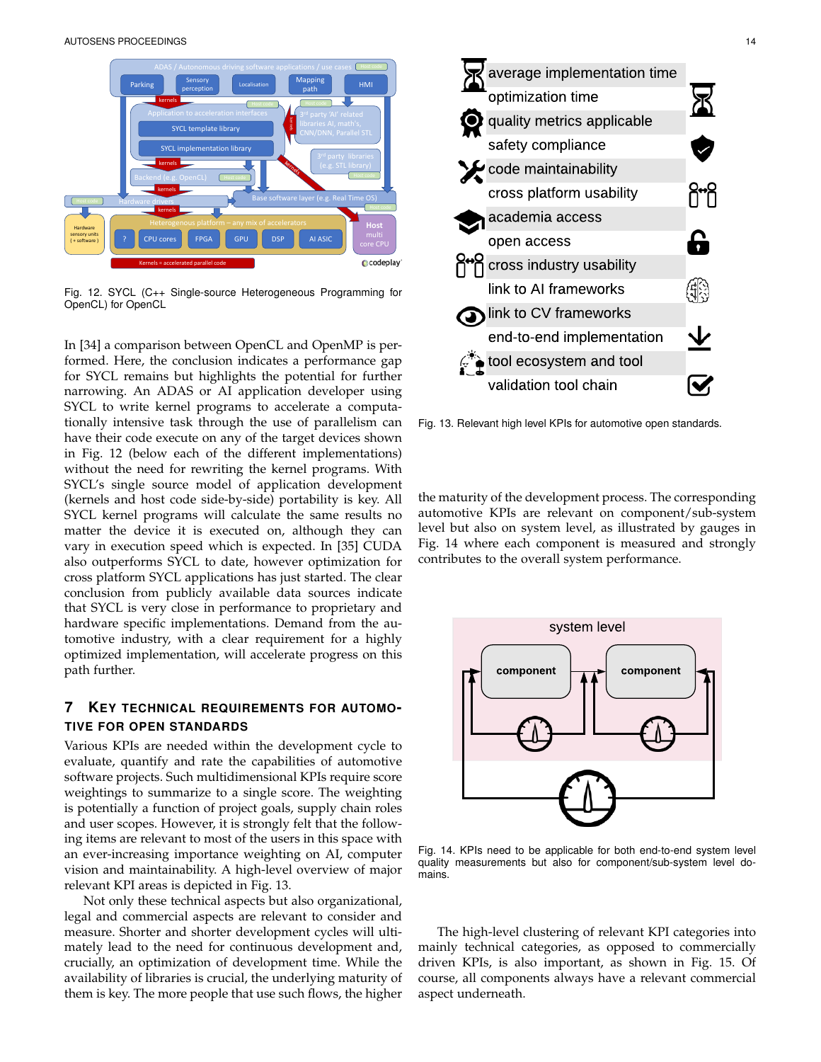Fig. 12. SYCL (C++ Single-source Heterogeneous Programming for OpenCL) for OpenCL

In [34] a comparison between OpenCL and OpenMP is performed. Here, the conclusion indicates a performance gap for SYCL remains but highlights the potential for further narrowing. An ADAS or AI application developer using SYCL to write kernel programs to accelerate a computationally intensive task through the use of parallelism can have their code execute on any of the target devices shown in Fig. 12 (below each of the different implementations) without the need for rewriting the kernel programs. With SYCL's single source model of application development (kernels and host code side-by-side) portability is key. All SYCL kernel programs will calculate the same results no matter the device it is executed on, although they can vary in execution speed which is expected. In [35] CUDA also outperforms SYCL to date, however optimization for cross platform SYCL applications has just started. The clear conclusion from publicly available data sources indicate that SYCL is very close in performance to proprietary and hardware specific implementations. Demand from the automotive industry, with a clear requirement for a highly optimized implementation, will accelerate progress on this path further.

## 7 Key Technical Requirements for Automotive for Open Standards

Various KPIs are needed within the development cycle to evaluate, quantify and rate the capabilities of automotive software projects. Such multidimensional KPIs require score weightings to summarize to a single score. The weighting is potentially a function of project goals, supply chain roles and user scopes. However, it is strongly felt that the following items are relevant to most of the users in this space with an ever-increasing importance weighting on AI, computer vision and maintainability. A high-level overview of major relevant KPI areas is depicted in Fig. 13.

Not only these technical aspects but also organizational, legal and commercial aspects are relevant to consider and measure. Shorter and shorter development cycles will ultimately lead to the need for continuous development and, crucially, an optimization of development time. While the availability of libraries is crucial, the underlying maturity of them is key. The more people that use such flows, the higher the maturity of the development process. The corresponding automotive KPIs are relevant on component/sub-system level but also on system level, as illustrated by gauges in Fig. 14 where each component is measured and strongly contributes to the overall system performance.

Fig. 13. Relevant high level KPIs for automotive open standards.

Fig. 14. KPIs need to be applicable for both end-to-end system level quality measurements but also for component/sub-system level domains.

The high-level clustering of relevant KPI categories into mainly technical categories, as opposed to commercially driven KPIs, is also important, as shown in Fig. 15. Of course, all components always have a relevant commercial aspect underneath.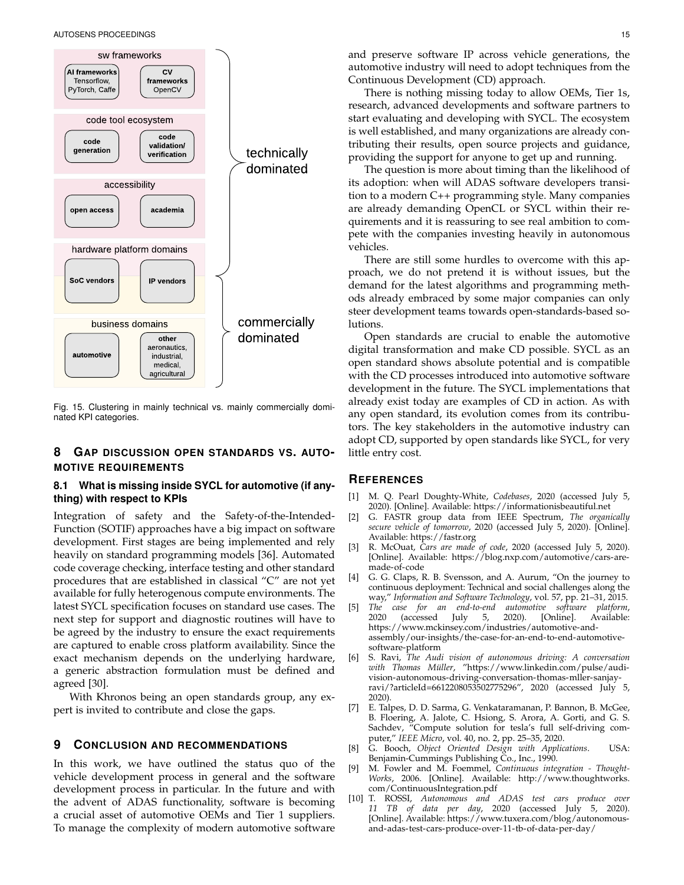Fig. 15. Clustering in mainly technical vs. mainly commercially dominated KPI categories.

## 8 Gap discussion open standards vs. automotive requirements

### 8.1 What is missing inside SYCL for automotive (if anything) with respect to KPIs

Integration of safety and the Safety-of-the-Intended-Function (SOTIF) approaches have a big impact on software development. First stages are being implemented and rely heavily on standard programming models [36]. Automated code coverage checking, interface testing and other standard procedures that are established in classical "C" are not yet available for fully heterogenous compute environments. The latest SYCL specification focuses on standard use cases. The next step for support and diagnostic routines will have to be agreed by the industry to ensure the exact requirements are captured to enable cross platform availability. Since the exact mechanism depends on the underlying hardware, a generic abstraction formulation must be defined and agreed [30].

With Khronos being an open standards group, any expert is invited to contribute and close the gaps.

## 9 Conclusion and recommendations

In this work, we have outlined the status quo of the vehicle development process in general and the software development process in particular. In the future and with the advent of ADAS functionality, software is becoming a crucial asset of automotive OEMs and Tier 1 suppliers. To manage the complexity of modern automotive software and preserve software IP across vehicle generations, the automotive industry will need to adopt techniques from the Continuous Development (CD) approach.

There is nothing missing today to allow OEMs, Tier 1s, research, advanced developments and software partners to start evaluating and developing with SYCL. The ecosystem is well established, and many organizations are already contributing their results, open source projects and guidance, providing the support for anyone to get up and running.

The question is more about timing than the likelihood of its adoption: when will ADAS software developers transition to a modern C++ programming style. Many companies are already demanding OpenCL or SYCL within their requirements and it is reassuring to see real ambition to compete with the companies investing heavily in autonomous vehicles.

There are still some hurdles to overcome with this approach, we do not pretend it is without issues, but the demand for the latest algorithms and programming methods already embraced by some major companies can only steer development teams towards open-standards-based solutions.

Open standards are crucial to enable the automotive digital transformation and make CD possible. SYCL as an open standard shows absolute potential and is compatible with the CD processes introduced into automotive software development in the future. The SYCL implementations that already exist today are examples of CD in action. As with any open standard, its evolution comes from its contributors. The key stakeholders in the automotive industry can adopt CD, supported by open standards like SYCL, for very little entry cost.

## References

[1] M. Q. Pearl Doughty-White, *Codebases*, 2020 (accessed July 5, 2020). [Online]. Available: https://informationisbeautiful.net

[2] G. FASTR group data from IEEE Spectrum, *The organically secure vehicle of tomorrow*, 2020 (accessed July 5, 2020). [Online]. Available: https://fastr.org

[3] R. McOuat, *Cars are made of code*, 2020 (accessed July 5, 2020). [Online]. Available: https://blog.nxp.com/automotive/cars-are-made-of-code

[4] G. G. Claps, R. B. Svensson, and A. Aurum, "On the journey to continuous deployment: Technical and social challenges along the way," *Information and Software Technology*, vol. 57, pp. 21–31, 2015.

[5] *The case for an end-to-end automotive software platform*, 2020 (accessed July 5, 2020). [Online]. Available: https://www.mckinsey.com/industries/automotive-and-assembly/our-insights/the-case-for-an-end-to-end-automotive-software-platform

[6] S. Ravi, *The Audi vision of autonomous driving: A conversation with Thomas Müller*, "https://www.linkedin.com/pulse/audi-vision-autonomous-driving-conversation-thomas-mller-sanjay-ravi/?articleId=6612208053502775296", 2020 (accessed July 5, 2020).

[7] E. Talpes, D. D. Sarma, G. Venkataramanan, P. Bannon, B. McGee, B. Floering, A. Jalote, C. Hsiong, S. Arora, A. Gorti, and G. S. Sachdev, "Compute solution for tesla's full self-driving computer," *IEEE Micro*, vol. 40, no. 2, pp. 25–35, 2020.

[8] G. Booch, *Object Oriented Design with Applications*. USA: Benjamin-Cummings Publishing Co., Inc., 1990.

[9] M. Fowler and M. Foemmel, *Continuous integration - Thought-Works*, 2006. [Online]. Available: http://www.thoughtworks.com/ContinuousIntegration.pdf

[10] T. ROSSI, *Autonomous and ADAS test cars produce over 11 TB of data per day*, 2020 (accessed July 5, 2020). [Online]. Available: https://www.tuxera.com/blog/autonomous-and-adas-test-cars-produce-over-11-tb-of-data-per-day/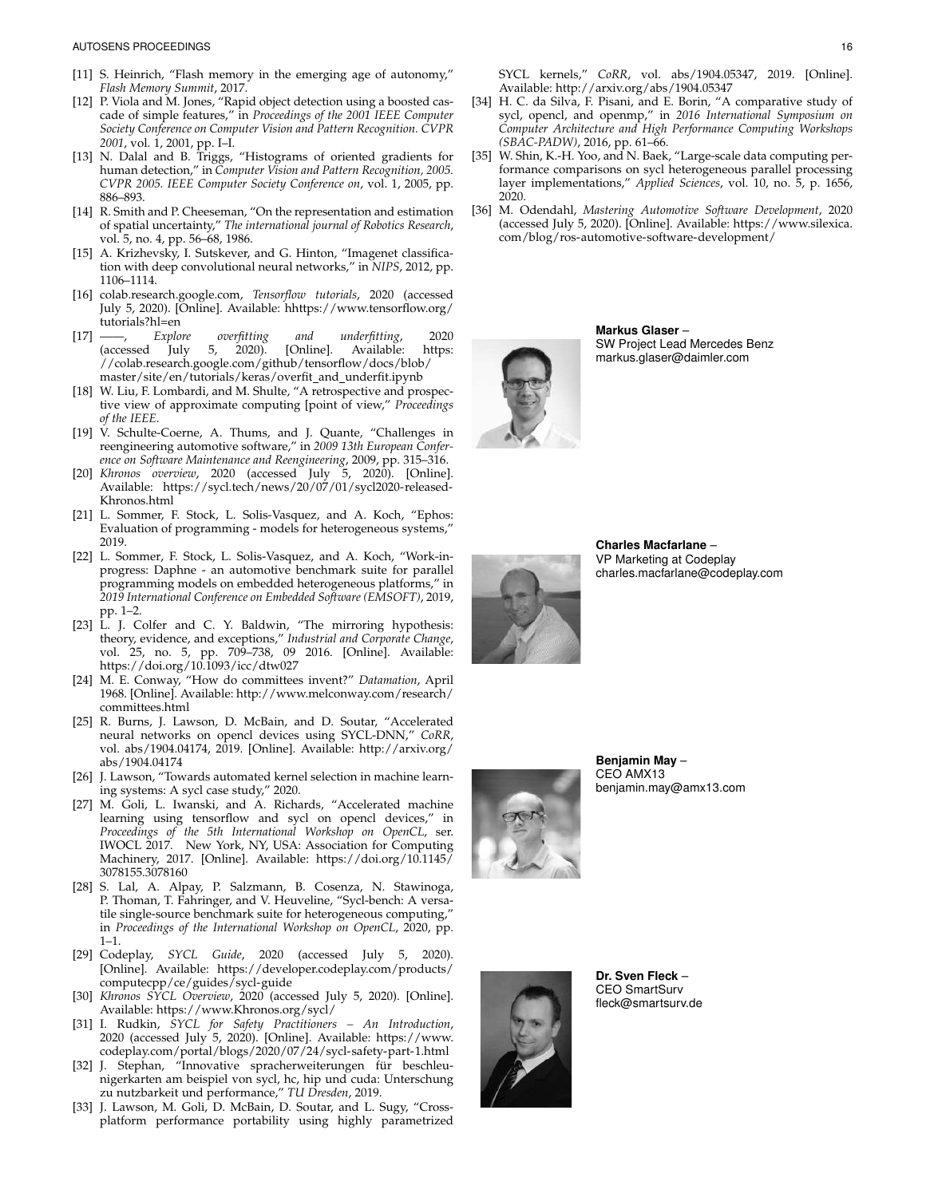[11] S. Heinrich, "Flash memory in the emerging age of autonomy," *Flash Memory Summit*, 2017.

[12] P. Viola and M. Jones, "Rapid object detection using a boosted cascade of simple features," in *Proceedings of the 2001 IEEE Computer Society Conference on Computer Vision and Pattern Recognition. CVPR 2001*, vol. 1, 2001, pp. I–I.

[13] N. Dalal and B. Triggs, "Histograms of oriented gradients for human detection," in *Computer Vision and Pattern Recognition, 2005. CVPR 2005. IEEE Computer Society Conference on*, vol. 1, 2005, pp. 886–893.

[14] R. Smith and P. Cheeseman, "On the representation and estimation of spatial uncertainty," *The international journal of Robotics Research*, vol. 5, no. 4, pp. 56–68, 1986.

[15] A. Krizhevsky, I. Sutskever, and G. Hinton, "Imagenet classification with deep convolutional neural networks," in *NIPS*, 2012, pp. 1106–1114.

[16] colab.research.google.com, *Tensorflow tutorials*, 2020 (accessed July 5, 2020). [Online]. Available: hhttps://www.tensorflow.org/tutorials?hl=en

[17] ——, *Explore overfitting and underfitting*, 2020 (accessed July 5, 2020). [Online]. Available: https://colab.research.google.com/github/tensorflow/docs/blob/master/site/en/tutorials/keras/overfit_and_underfit.ipynb

[18] W. Liu, F. Lombardi, and M. Shulte, "A retrospective and prospective view of approximate computing [point of view," *Proceedings of the IEEE*.

[19] V. Schulte-Coerne, A. Thums, and J. Quante, "Challenges in reengineering automotive software," in *2009 13th European Conference on Software Maintenance and Reengineering*, 2009, pp. 315–316.

[20] *Khronos overview*, 2020 (accessed July 5, 2020). [Online]. Available: https://sycl.tech/news/20/07/01/sycl2020-released-Khronos.html

[21] L. Sommer, F. Stock, L. Solis-Vasquez, and A. Koch, "Ephos: Evaluation of programming - models for heterogeneous systems," 2019.

[22] L. Sommer, F. Stock, L. Solis-Vasquez, and A. Koch, "Work-in-progress: Daphne - an automotive benchmark suite for parallel programming models on embedded heterogeneous platforms," in *2019 International Conference on Embedded Software (EMSOFT)*, 2019, pp. 1–2.

[23] L. J. Colfer and C. Y. Baldwin, "The mirroring hypothesis: theory, evidence, and exceptions," *Industrial and Corporate Change*, vol. 25, no. 5, pp. 709–738, 09 2016. [Online]. Available: https://doi.org/10.1093/icc/dtw027

[24] M. E. Conway, "How do committees invent?" *Datamation*, April 1968. [Online]. Available: http://www.melconway.com/research/committees.html

[25] R. Burns, J. Lawson, D. McBain, and D. Soutar, "Accelerated neural networks on opencl devices using SYCL-DNN," *CoRR*, vol. abs/1904.04174, 2019. [Online]. Available: http://arxiv.org/abs/1904.04174

[26] J. Lawson, "Towards automated kernel selection in machine learning systems: A sycl case study," 2020.

[27] M. Goli, L. Iwanski, and A. Richards, "Accelerated machine learning using tensorflow and sycl on opencl devices," in *Proceedings of the 5th International Workshop on OpenCL*, ser. IWOCL 2017. New York, NY, USA: Association for Computing Machinery, 2017. [Online]. Available: https://doi.org/10.1145/3078155.3078160

[28] S. Lal, A. Alpay, P. Salzmann, B. Cosenza, N. Stawinoga, P. Thoman, T. Fahringer, and V. Heuveline, "Sycl-bench: A versatile single-source benchmark suite for heterogeneous computing," in *Proceedings of the International Workshop on OpenCL*, 2020, pp. 1–1.

[29] Codeplay, *SYCL Guide*, 2020 (accessed July 5, 2020). [Online]. Available: https://developer.codeplay.com/products/computecpp/ce/guides/sycl-guide

[30] *Khronos SYCL Overview*, 2020 (accessed July 5, 2020). [Online]. Available: https://www.Khronos.org/sycl/

[31] I. Rudkin, *SYCL for Safety Practitioners – An Introduction*, 2020 (accessed July 5, 2020). [Online]. Available: https://www.codeplay.com/portal/blogs/2020/07/24/sycl-safety-part-1.html

[32] J. Stephan, "Innovative spracherweiterungen für beschleunigerkarten am beispiel von sycl, hc, hip und cuda: Unterschung zu nutzbarkeit und performance," *TU Dresden*, 2019.

[33] J. Lawson, M. Goli, D. McBain, D. Soutar, and L. Sugy, "Cross-platform performance portability using highly parametrized SYCL kernels," *CoRR*, vol. abs/1904.05347, 2019. [Online]. Available: http://arxiv.org/abs/1904.05347

[34] H. C. da Silva, F. Pisani, and E. Borin, "A comparative study of sycl, opencl, and openmp," in *2016 International Symposium on Computer Architecture and High Performance Computing Workshops (SBAC-PADW)*, 2016, pp. 61–66.

[35] W. Shin, K.-H. Yoo, and N. Baek, "Large-scale data computing performance comparisons on sycl heterogeneous parallel processing layer implementations," *Applied Sciences*, vol. 10, no. 5, p. 1656, 2020.

[36] M. Odendahl, *Mastering Automotive Software Development*, 2020 (accessed July 5, 2020). [Online]. Available: https://www.silexica.com/blog/ros-automotive-software-development/

**Markus Glaser** –
SW Project Lead Mercedes Benz
markus.glaser@daimler.com

**Charles Macfarlane** –
VP Marketing at Codeplay
charles.macfarlane@codeplay.com

**Benjamin May** –
CEO AMX13
benjamin.may@amx13.com

**Dr. Sven Fleck** –
CEO SmartSurv
fleck@smartsurv.de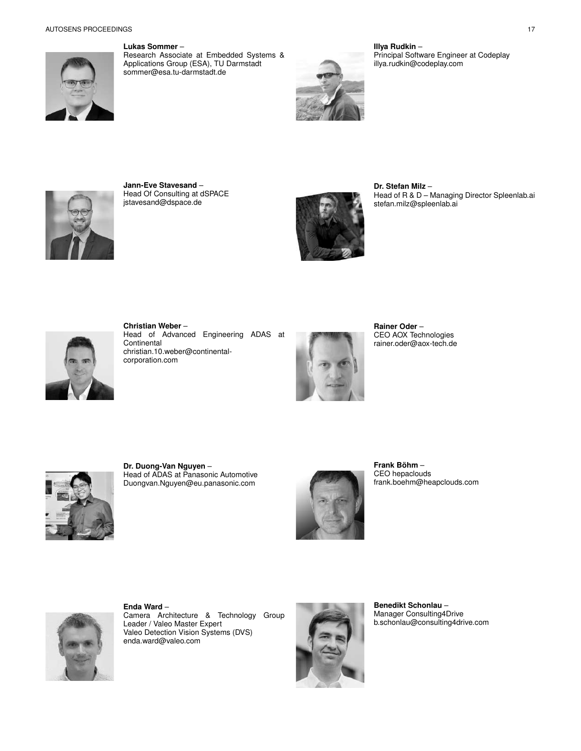**Lukas Sommer** –
Research Associate at Embedded Systems & Applications Group (ESA), TU Darmstadt
sommer@esa.tu-darmstadt.de

**Illya Rudkin** –
Principal Software Engineer at Codeplay
illya.rudkin@codeplay.com

**Jann-Eve Stavesand** –
Head Of Consulting at dSPACE
jstavesand@dspace.de

**Dr. Stefan Milz** –
Head of R & D – Managing Director Spleenlab.ai
stefan.milz@spleenlab.ai

**Christian Weber** –
Head of Advanced Engineering ADAS at Continental
christian.10.weber@continental-corporation.com

**Rainer Oder** –
CEO AOX Technologies
rainer.oder@aox-tech.de

**Dr. Duong-Van Nguyen** –
Head of ADAS at Panasonic Automotive
Duongvan.Nguyen@eu.panasonic.com

**Frank Böhm** –
CEO hepaclouds
frank.boehm@heapclouds.com

**Enda Ward** –
Camera Architecture & Technology Group Leader / Valeo Master Expert
Valeo Detection Vision Systems (DVS)
enda.ward@valeo.com

**Benedikt Schonlau** –
Manager Consulting4Drive
b.schonlau@consulting4drive.com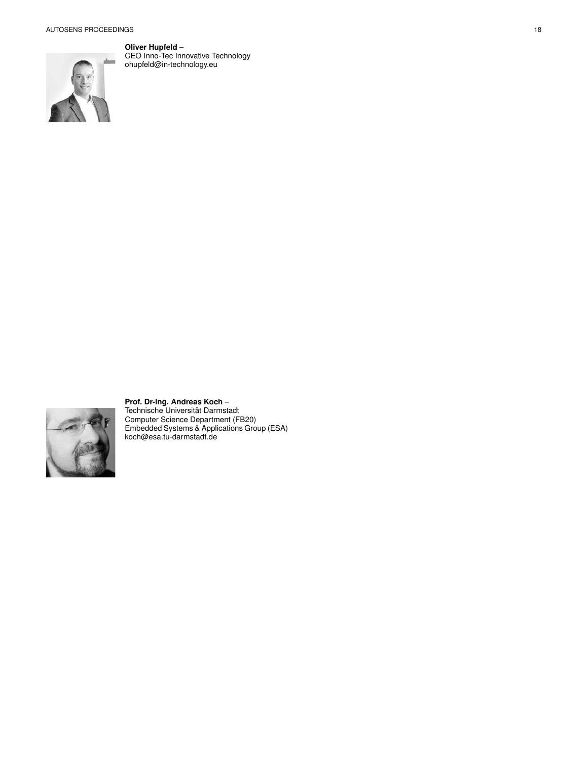**Oliver Hupfeld** –
CEO Inno-Tec Innovative Technology
ohupfeld@in-technology.eu

**Prof. Dr-Ing. Andreas Koch** –
Technische Universität Darmstadt
Computer Science Department (FB20)
Embedded Systems & Applications Group (ESA)
koch@esa.tu-darmstadt.de